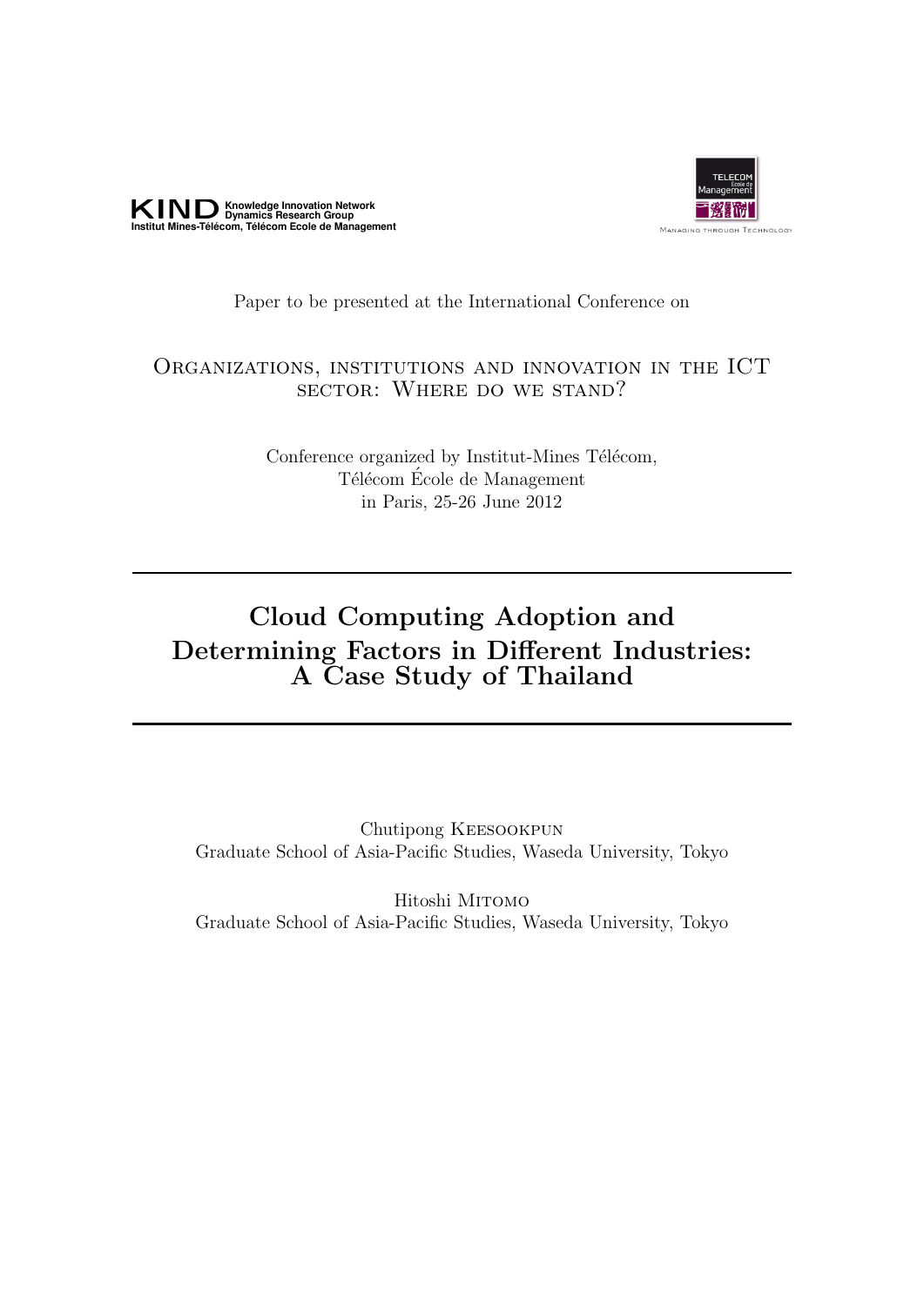KIND Knowledge Innovation Network Dynamics Research Group
Institut Mines-Télécom, Télécom Ecole de Management

TELECOM École de Management
Managing through Technology

Paper to be presented at the International Conference on

Organizations, institutions and innovation in the ICT sector: Where do we stand?

Conference organized by Institut-Mines Télécom,
Télécom École de Management
in Paris, 25-26 June 2012

# Cloud Computing Adoption and Determining Factors in Different Industries: A Case Study of Thailand

Chutipong Keesookpun
Graduate School of Asia-Pacific Studies, Waseda University, Tokyo

Hitoshi Mitomo
Graduate School of Asia-Pacific Studies, Waseda University, Tokyo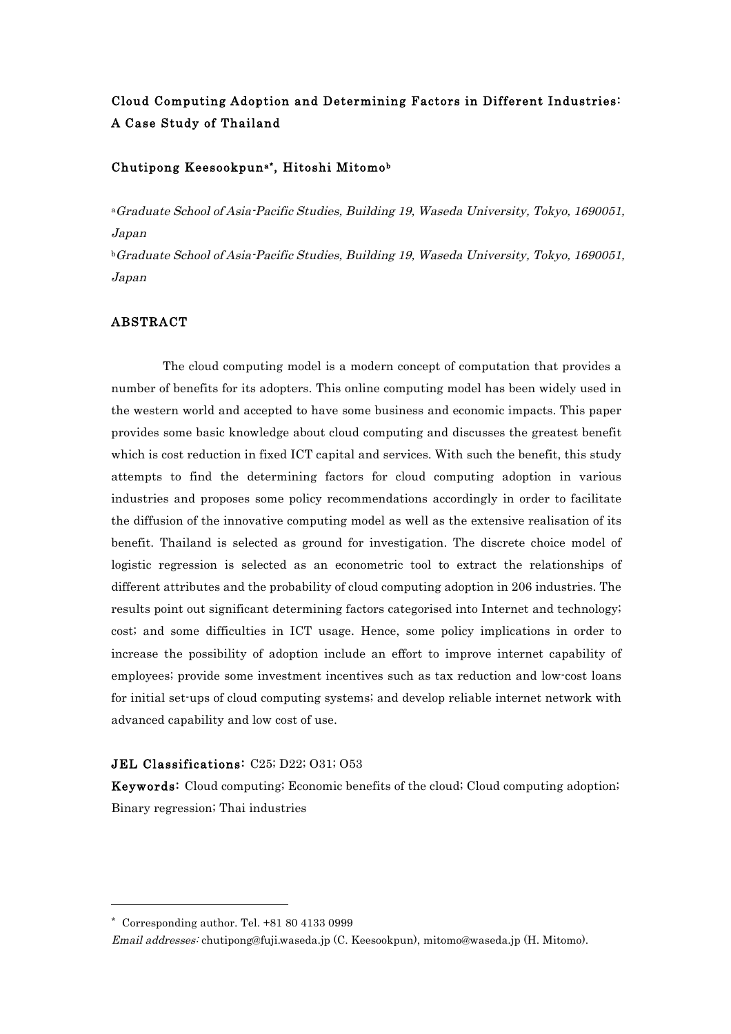# Cloud Computing Adoption and Determining Factors in Different Industries: A Case Study of Thailand

**Chutipong Keesookpun[a*], Hitoshi Mitomo[b]**

[a]*Graduate School of Asia-Pacific Studies, Building 19, Waseda University, Tokyo, 1690051, Japan*

[b]*Graduate School of Asia-Pacific Studies, Building 19, Waseda University, Tokyo, 1690051, Japan*

## ABSTRACT

The cloud computing model is a modern concept of computation that provides a number of benefits for its adopters. This online computing model has been widely used in the western world and accepted to have some business and economic impacts. This paper provides some basic knowledge about cloud computing and discusses the greatest benefit which is cost reduction in fixed ICT capital and services. With such the benefit, this study attempts to find the determining factors for cloud computing adoption in various industries and proposes some policy recommendations accordingly in order to facilitate the diffusion of the innovative computing model as well as the extensive realisation of its benefit. Thailand is selected as ground for investigation. The discrete choice model of logistic regression is selected as an econometric tool to extract the relationships of different attributes and the probability of cloud computing adoption in 206 industries. The results point out significant determining factors categorised into Internet and technology; cost; and some difficulties in ICT usage. Hence, some policy implications in order to increase the possibility of adoption include an effort to improve internet capability of employees; provide some investment incentives such as tax reduction and low-cost loans for initial set-ups of cloud computing systems; and develop reliable internet network with advanced capability and low cost of use.

**JEL Classifications:** C25; D22; O31; O53

**Keywords:** Cloud computing; Economic benefits of the cloud; Cloud computing adoption; Binary regression; Thai industries

---

[*] Corresponding author. Tel. +81 80 4133 0999

*Email addresses:* chutipong@fuji.waseda.jp (C. Keesookpun), mitomo@waseda.jp (H. Mitomo).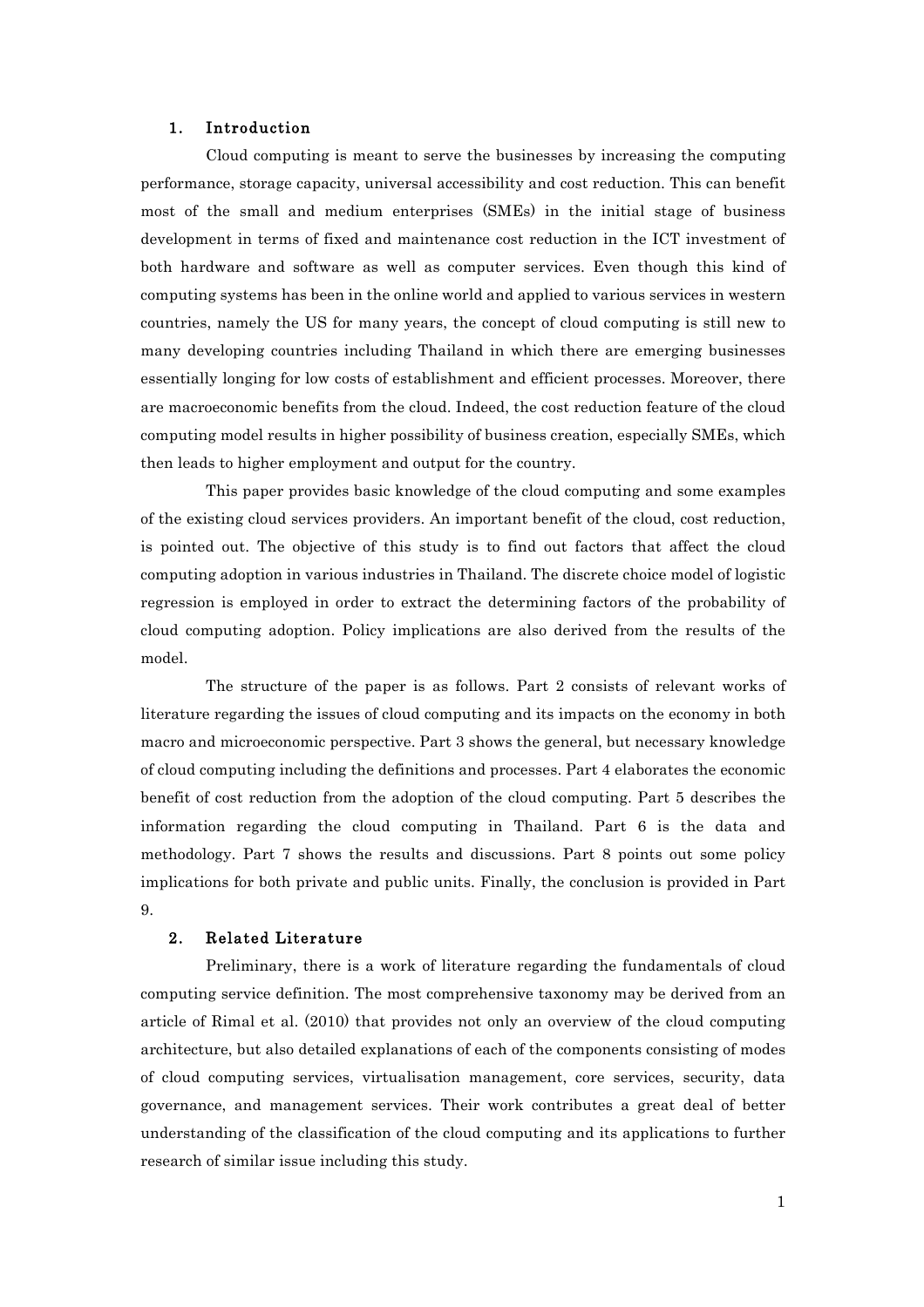## 1. Introduction

Cloud computing is meant to serve the businesses by increasing the computing performance, storage capacity, universal accessibility and cost reduction. This can benefit most of the small and medium enterprises (SMEs) in the initial stage of business development in terms of fixed and maintenance cost reduction in the ICT investment of both hardware and software as well as computer services. Even though this kind of computing systems has been in the online world and applied to various services in western countries, namely the US for many years, the concept of cloud computing is still new to many developing countries including Thailand in which there are emerging businesses essentially longing for low costs of establishment and efficient processes. Moreover, there are macroeconomic benefits from the cloud. Indeed, the cost reduction feature of the cloud computing model results in higher possibility of business creation, especially SMEs, which then leads to higher employment and output for the country.

This paper provides basic knowledge of the cloud computing and some examples of the existing cloud services providers. An important benefit of the cloud, cost reduction, is pointed out. The objective of this study is to find out factors that affect the cloud computing adoption in various industries in Thailand. The discrete choice model of logistic regression is employed in order to extract the determining factors of the probability of cloud computing adoption. Policy implications are also derived from the results of the model.

The structure of the paper is as follows. Part 2 consists of relevant works of literature regarding the issues of cloud computing and its impacts on the economy in both macro and microeconomic perspective. Part 3 shows the general, but necessary knowledge of cloud computing including the definitions and processes. Part 4 elaborates the economic benefit of cost reduction from the adoption of the cloud computing. Part 5 describes the information regarding the cloud computing in Thailand. Part 6 is the data and methodology. Part 7 shows the results and discussions. Part 8 points out some policy implications for both private and public units. Finally, the conclusion is provided in Part 9.

## 2. Related Literature

Preliminary, there is a work of literature regarding the fundamentals of cloud computing service definition. The most comprehensive taxonomy may be derived from an article of Rimal et al. (2010) that provides not only an overview of the cloud computing architecture, but also detailed explanations of each of the components consisting of modes of cloud computing services, virtualisation management, core services, security, data governance, and management services. Their work contributes a great deal of better understanding of the classification of the cloud computing and its applications to further research of similar issue including this study.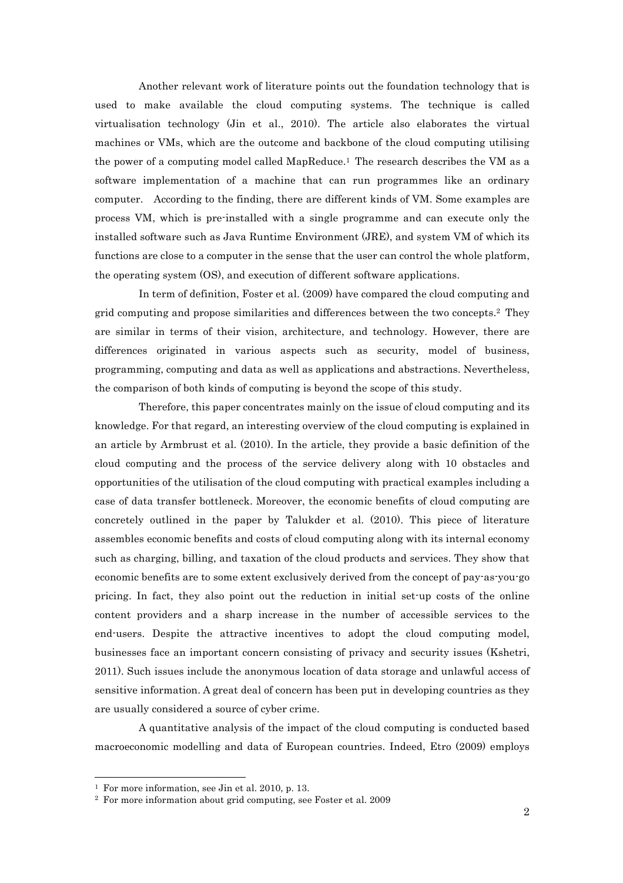Another relevant work of literature points out the foundation technology that is used to make available the cloud computing systems. The technique is called virtualisation technology (Jin et al., 2010). The article also elaborates the virtual machines or VMs, which are the outcome and backbone of the cloud computing utilising the power of a computing model called MapReduce.[1] The research describes the VM as a software implementation of a machine that can run programmes like an ordinary computer. According to the finding, there are different kinds of VM. Some examples are process VM, which is pre-installed with a single programme and can execute only the installed software such as Java Runtime Environment (JRE), and system VM of which its functions are close to a computer in the sense that the user can control the whole platform, the operating system (OS), and execution of different software applications.

In term of definition, Foster et al. (2009) have compared the cloud computing and grid computing and propose similarities and differences between the two concepts.[2] They are similar in terms of their vision, architecture, and technology. However, there are differences originated in various aspects such as security, model of business, programming, computing and data as well as applications and abstractions. Nevertheless, the comparison of both kinds of computing is beyond the scope of this study.

Therefore, this paper concentrates mainly on the issue of cloud computing and its knowledge. For that regard, an interesting overview of the cloud computing is explained in an article by Armbrust et al. (2010). In the article, they provide a basic definition of the cloud computing and the process of the service delivery along with 10 obstacles and opportunities of the utilisation of the cloud computing with practical examples including a case of data transfer bottleneck. Moreover, the economic benefits of cloud computing are concretely outlined in the paper by Talukder et al. (2010). This piece of literature assembles economic benefits and costs of cloud computing along with its internal economy such as charging, billing, and taxation of the cloud products and services. They show that economic benefits are to some extent exclusively derived from the concept of pay-as-you-go pricing. In fact, they also point out the reduction in initial set-up costs of the online content providers and a sharp increase in the number of accessible services to the end-users. Despite the attractive incentives to adopt the cloud computing model, businesses face an important concern consisting of privacy and security issues (Kshetri, 2011). Such issues include the anonymous location of data storage and unlawful access of sensitive information. A great deal of concern has been put in developing countries as they are usually considered a source of cyber crime.

A quantitative analysis of the impact of the cloud computing is conducted based macroeconomic modelling and data of European countries. Indeed, Etro (2009) employs

---

[1] For more information, see Jin et al. 2010, p. 13.

[2] For more information about grid computing, see Foster et al. 2009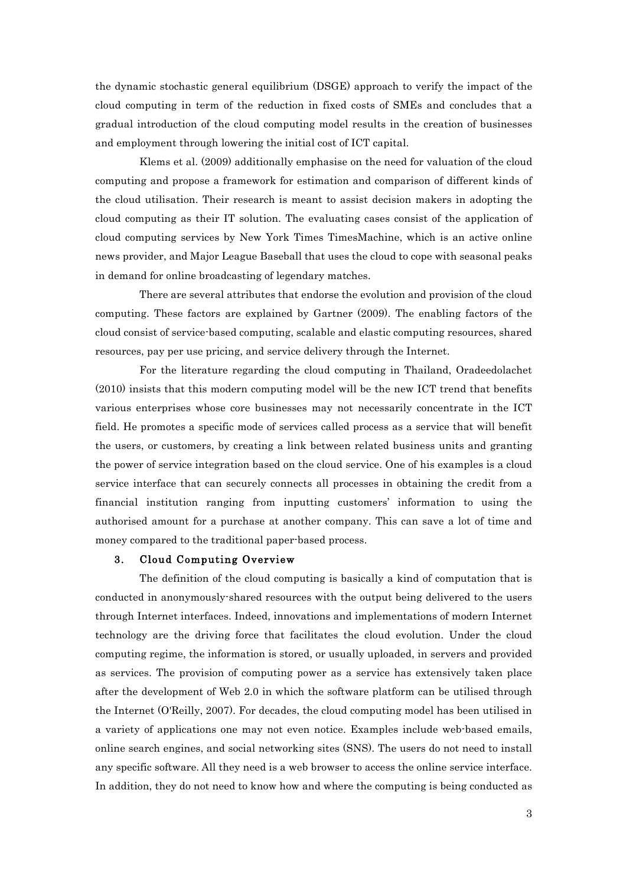the dynamic stochastic general equilibrium (DSGE) approach to verify the impact of the cloud computing in term of the reduction in fixed costs of SMEs and concludes that a gradual introduction of the cloud computing model results in the creation of businesses and employment through lowering the initial cost of ICT capital.

Klems et al. (2009) additionally emphasise on the need for valuation of the cloud computing and propose a framework for estimation and comparison of different kinds of the cloud utilisation. Their research is meant to assist decision makers in adopting the cloud computing as their IT solution. The evaluating cases consist of the application of cloud computing services by New York Times TimesMachine, which is an active online news provider, and Major League Baseball that uses the cloud to cope with seasonal peaks in demand for online broadcasting of legendary matches.

There are several attributes that endorse the evolution and provision of the cloud computing. These factors are explained by Gartner (2009). The enabling factors of the cloud consist of service-based computing, scalable and elastic computing resources, shared resources, pay per use pricing, and service delivery through the Internet.

For the literature regarding the cloud computing in Thailand, Oradeedolachet (2010) insists that this modern computing model will be the new ICT trend that benefits various enterprises whose core businesses may not necessarily concentrate in the ICT field. He promotes a specific mode of services called process as a service that will benefit the users, or customers, by creating a link between related business units and granting the power of service integration based on the cloud service. One of his examples is a cloud service interface that can securely connects all processes in obtaining the credit from a financial institution ranging from inputting customers' information to using the authorised amount for a purchase at another company. This can save a lot of time and money compared to the traditional paper-based process.

## 3. Cloud Computing Overview

The definition of the cloud computing is basically a kind of computation that is conducted in anonymously-shared resources with the output being delivered to the users through Internet interfaces. Indeed, innovations and implementations of modern Internet technology are the driving force that facilitates the cloud evolution. Under the cloud computing regime, the information is stored, or usually uploaded, in servers and provided as services. The provision of computing power as a service has extensively taken place after the development of Web 2.0 in which the software platform can be utilised through the Internet (O'Reilly, 2007). For decades, the cloud computing model has been utilised in a variety of applications one may not even notice. Examples include web-based emails, online search engines, and social networking sites (SNS). The users do not need to install any specific software. All they need is a web browser to access the online service interface. In addition, they do not need to know how and where the computing is being conducted as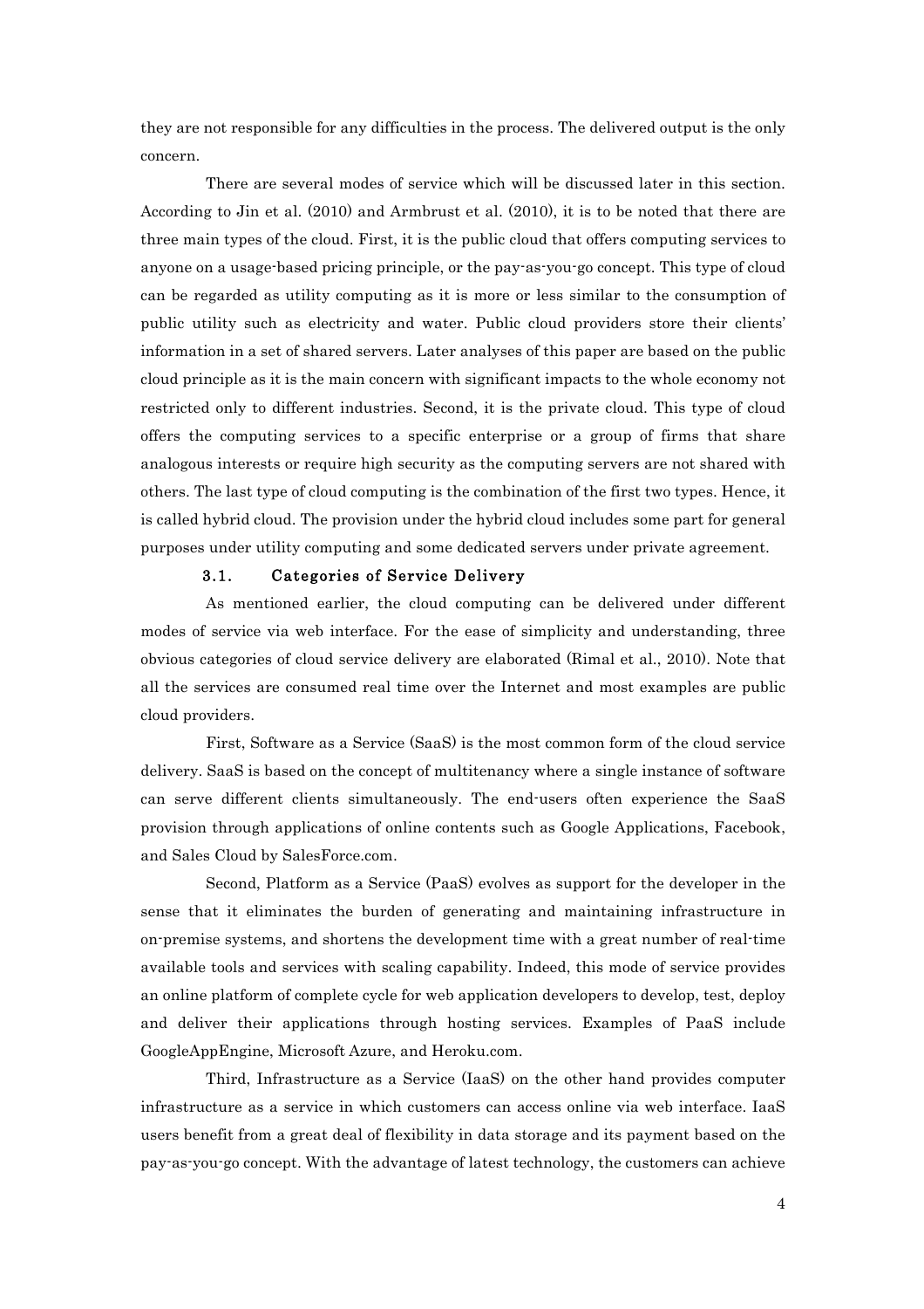they are not responsible for any difficulties in the process. The delivered output is the only concern.

There are several modes of service which will be discussed later in this section. According to Jin et al. (2010) and Armbrust et al. (2010), it is to be noted that there are three main types of the cloud. First, it is the public cloud that offers computing services to anyone on a usage-based pricing principle, or the pay-as-you-go concept. This type of cloud can be regarded as utility computing as it is more or less similar to the consumption of public utility such as electricity and water. Public cloud providers store their clients' information in a set of shared servers. Later analyses of this paper are based on the public cloud principle as it is the main concern with significant impacts to the whole economy not restricted only to different industries. Second, it is the private cloud. This type of cloud offers the computing services to a specific enterprise or a group of firms that share analogous interests or require high security as the computing servers are not shared with others. The last type of cloud computing is the combination of the first two types. Hence, it is called hybrid cloud. The provision under the hybrid cloud includes some part for general purposes under utility computing and some dedicated servers under private agreement.

### 3.1. Categories of Service Delivery

As mentioned earlier, the cloud computing can be delivered under different modes of service via web interface. For the ease of simplicity and understanding, three obvious categories of cloud service delivery are elaborated (Rimal et al., 2010). Note that all the services are consumed real time over the Internet and most examples are public cloud providers.

First, Software as a Service (SaaS) is the most common form of the cloud service delivery. SaaS is based on the concept of multitenancy where a single instance of software can serve different clients simultaneously. The end-users often experience the SaaS provision through applications of online contents such as Google Applications, Facebook, and Sales Cloud by SalesForce.com.

Second, Platform as a Service (PaaS) evolves as support for the developer in the sense that it eliminates the burden of generating and maintaining infrastructure in on-premise systems, and shortens the development time with a great number of real-time available tools and services with scaling capability. Indeed, this mode of service provides an online platform of complete cycle for web application developers to develop, test, deploy and deliver their applications through hosting services. Examples of PaaS include GoogleAppEngine, Microsoft Azure, and Heroku.com.

Third, Infrastructure as a Service (IaaS) on the other hand provides computer infrastructure as a service in which customers can access online via web interface. IaaS users benefit from a great deal of flexibility in data storage and its payment based on the pay-as-you-go concept. With the advantage of latest technology, the customers can achieve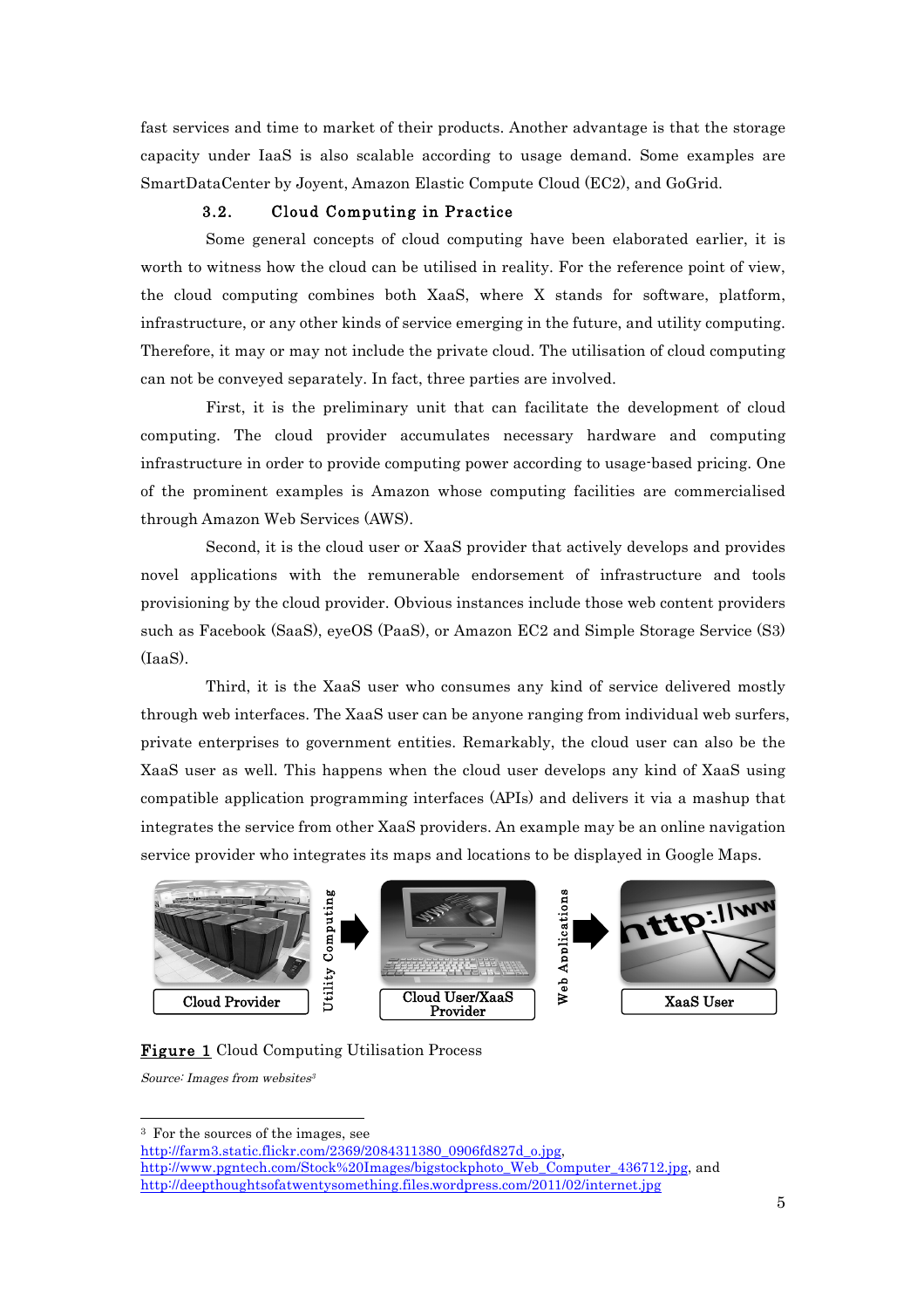fast services and time to market of their products. Another advantage is that the storage capacity under IaaS is also scalable according to usage demand. Some examples are SmartDataCenter by Joyent, Amazon Elastic Compute Cloud (EC2), and GoGrid.

### 3.2. Cloud Computing in Practice

Some general concepts of cloud computing have been elaborated earlier, it is worth to witness how the cloud can be utilised in reality. For the reference point of view, the cloud computing combines both XaaS, where X stands for software, platform, infrastructure, or any other kinds of service emerging in the future, and utility computing. Therefore, it may or may not include the private cloud. The utilisation of cloud computing can not be conveyed separately. In fact, three parties are involved.

First, it is the preliminary unit that can facilitate the development of cloud computing. The cloud provider accumulates necessary hardware and computing infrastructure in order to provide computing power according to usage-based pricing. One of the prominent examples is Amazon whose computing facilities are commercialised through Amazon Web Services (AWS).

Second, it is the cloud user or XaaS provider that actively develops and provides novel applications with the remunerable endorsement of infrastructure and tools provisioning by the cloud provider. Obvious instances include those web content providers such as Facebook (SaaS), eyeOS (PaaS), or Amazon EC2 and Simple Storage Service (S3) (IaaS).

Third, it is the XaaS user who consumes any kind of service delivered mostly through web interfaces. The XaaS user can be anyone ranging from individual web surfers, private enterprises to government entities. Remarkably, the cloud user can also be the XaaS user as well. This happens when the cloud user develops any kind of XaaS using compatible application programming interfaces (APIs) and delivers it via a mashup that integrates the service from other XaaS providers. An example may be an online navigation service provider who integrates its maps and locations to be displayed in Google Maps.

Cloud Provider → Utility Computing → Cloud User/XaaS Provider → Web Applications → XaaS User

**Figure 1** Cloud Computing Utilisation Process

*Source: Images from websites*[3]

[3] For the sources of the images, see http://farm3.static.flickr.com/2369/2084311380_0906fd827d_o.jpg, http://www.pgntech.com/Stock%20Images/bigstockphoto_Web_Computer_436712.jpg, and http://deepthoughtsofatwentysomething.files.wordpress.com/2011/02/internet.jpg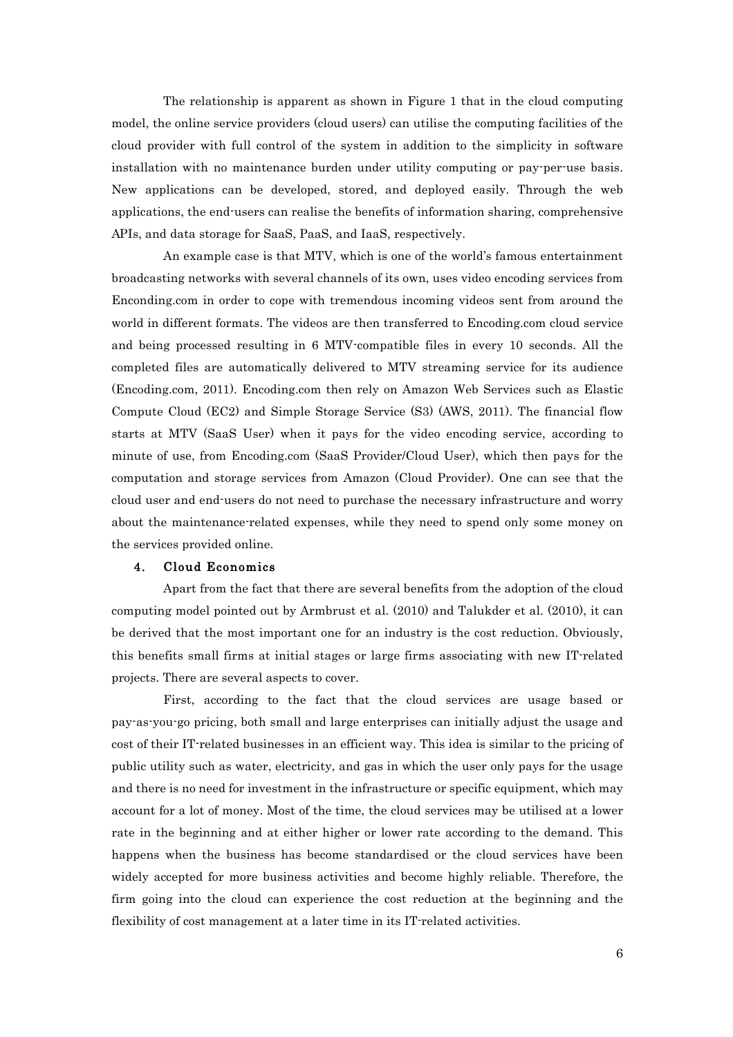The relationship is apparent as shown in Figure 1 that in the cloud computing model, the online service providers (cloud users) can utilise the computing facilities of the cloud provider with full control of the system in addition to the simplicity in software installation with no maintenance burden under utility computing or pay-per-use basis. New applications can be developed, stored, and deployed easily. Through the web applications, the end-users can realise the benefits of information sharing, comprehensive APIs, and data storage for SaaS, PaaS, and IaaS, respectively.

An example case is that MTV, which is one of the world's famous entertainment broadcasting networks with several channels of its own, uses video encoding services from Enconding.com in order to cope with tremendous incoming videos sent from around the world in different formats. The videos are then transferred to Encoding.com cloud service and being processed resulting in 6 MTV-compatible files in every 10 seconds. All the completed files are automatically delivered to MTV streaming service for its audience (Encoding.com, 2011). Encoding.com then rely on Amazon Web Services such as Elastic Compute Cloud (EC2) and Simple Storage Service (S3) (AWS, 2011). The financial flow starts at MTV (SaaS User) when it pays for the video encoding service, according to minute of use, from Encoding.com (SaaS Provider/Cloud User), which then pays for the computation and storage services from Amazon (Cloud Provider). One can see that the cloud user and end-users do not need to purchase the necessary infrastructure and worry about the maintenance-related expenses, while they need to spend only some money on the services provided online.

## 4. Cloud Economics

Apart from the fact that there are several benefits from the adoption of the cloud computing model pointed out by Armbrust et al. (2010) and Talukder et al. (2010), it can be derived that the most important one for an industry is the cost reduction. Obviously, this benefits small firms at initial stages or large firms associating with new IT-related projects. There are several aspects to cover.

First, according to the fact that the cloud services are usage based or pay-as-you-go pricing, both small and large enterprises can initially adjust the usage and cost of their IT-related businesses in an efficient way. This idea is similar to the pricing of public utility such as water, electricity, and gas in which the user only pays for the usage and there is no need for investment in the infrastructure or specific equipment, which may account for a lot of money. Most of the time, the cloud services may be utilised at a lower rate in the beginning and at either higher or lower rate according to the demand. This happens when the business has become standardised or the cloud services have been widely accepted for more business activities and become highly reliable. Therefore, the firm going into the cloud can experience the cost reduction at the beginning and the flexibility of cost management at a later time in its IT-related activities.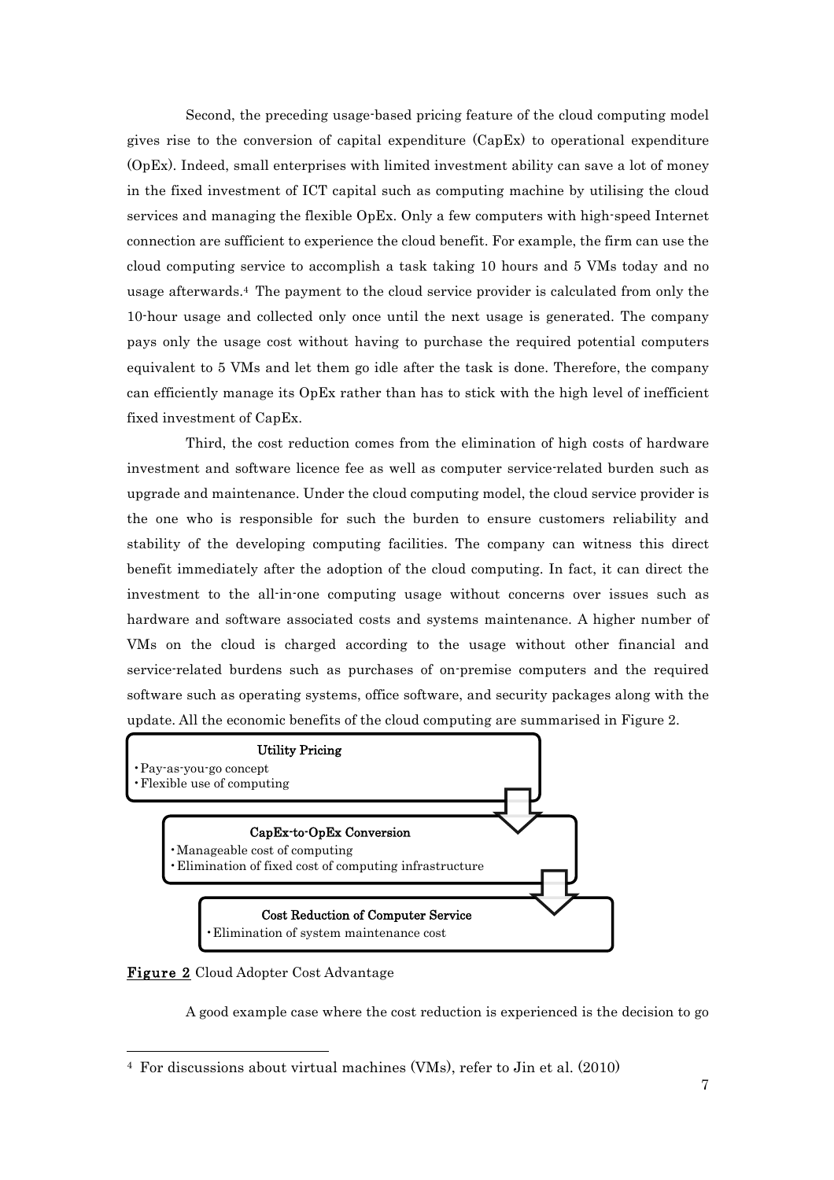Second, the preceding usage-based pricing feature of the cloud computing model gives rise to the conversion of capital expenditure (CapEx) to operational expenditure (OpEx). Indeed, small enterprises with limited investment ability can save a lot of money in the fixed investment of ICT capital such as computing machine by utilising the cloud services and managing the flexible OpEx. Only a few computers with high-speed Internet connection are sufficient to experience the cloud benefit. For example, the firm can use the cloud computing service to accomplish a task taking 10 hours and 5 VMs today and no usage afterwards.[4] The payment to the cloud service provider is calculated from only the 10-hour usage and collected only once until the next usage is generated. The company pays only the usage cost without having to purchase the required potential computers equivalent to 5 VMs and let them go idle after the task is done. Therefore, the company can efficiently manage its OpEx rather than has to stick with the high level of inefficient fixed investment of CapEx.

Third, the cost reduction comes from the elimination of high costs of hardware investment and software licence fee as well as computer service-related burden such as upgrade and maintenance. Under the cloud computing model, the cloud service provider is the one who is responsible for such the burden to ensure customers reliability and stability of the developing computing facilities. The company can witness this direct benefit immediately after the adoption of the cloud computing. In fact, it can direct the investment to the all-in-one computing usage without concerns over issues such as hardware and software associated costs and systems maintenance. A higher number of VMs on the cloud is charged according to the usage without other financial and service-related burdens such as purchases of on-premise computers and the required software such as operating systems, office software, and security packages along with the update. All the economic benefits of the cloud computing are summarised in Figure 2.

**Utility Pricing**
- Pay-as-you-go concept
- Flexible use of computing

**CapEx-to-OpEx Conversion**
- Manageable cost of computing
- Elimination of fixed cost of computing infrastructure

**Cost Reduction of Computer Service**
- Elimination of system maintenance cost

**Figure 2** Cloud Adopter Cost Advantage

A good example case where the cost reduction is experienced is the decision to go

[4] For discussions about virtual machines (VMs), refer to Jin et al. (2010)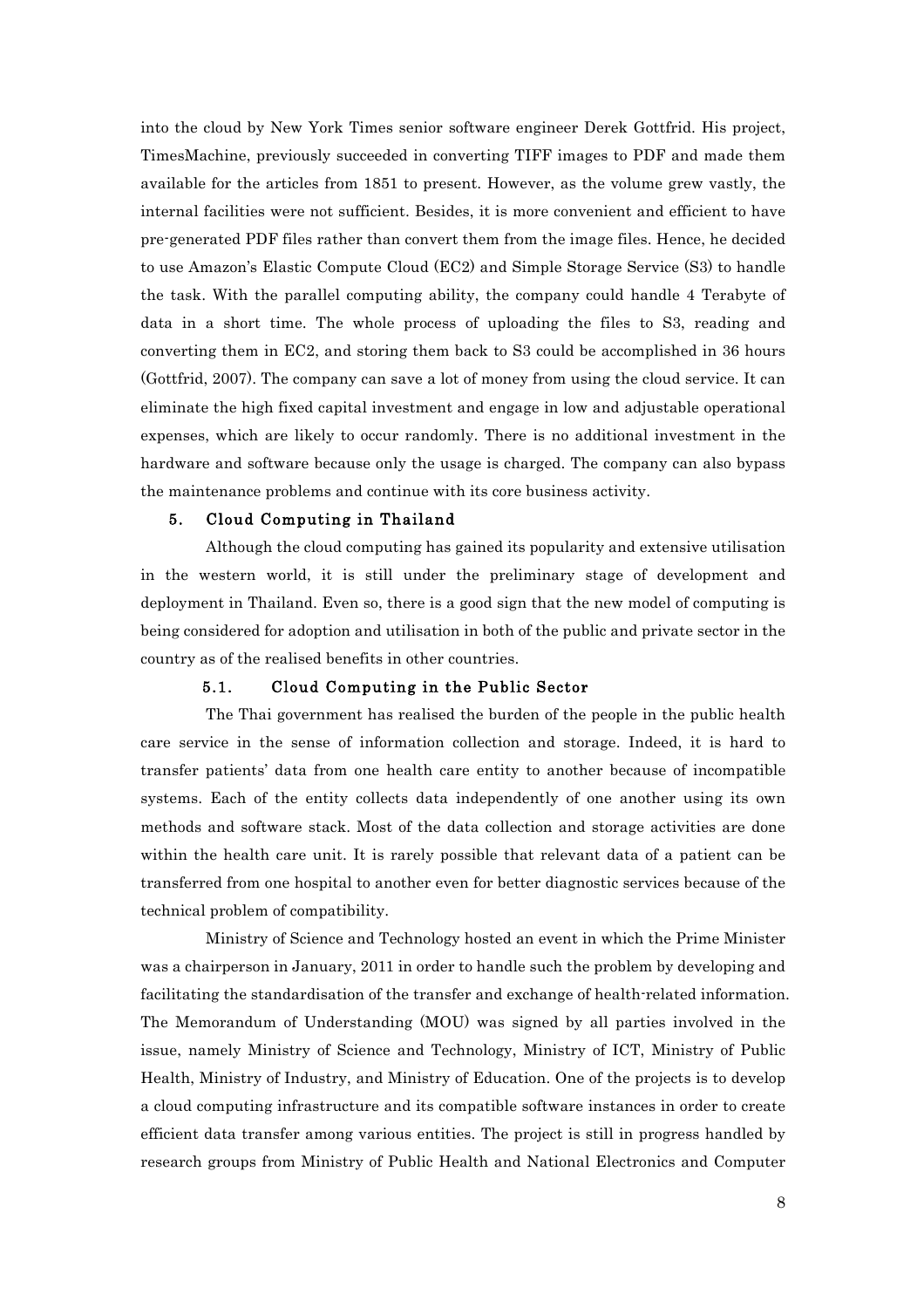into the cloud by New York Times senior software engineer Derek Gottfrid. His project, TimesMachine, previously succeeded in converting TIFF images to PDF and made them available for the articles from 1851 to present. However, as the volume grew vastly, the internal facilities were not sufficient. Besides, it is more convenient and efficient to have pre-generated PDF files rather than convert them from the image files. Hence, he decided to use Amazon's Elastic Compute Cloud (EC2) and Simple Storage Service (S3) to handle the task. With the parallel computing ability, the company could handle 4 Terabyte of data in a short time. The whole process of uploading the files to S3, reading and converting them in EC2, and storing them back to S3 could be accomplished in 36 hours (Gottfrid, 2007). The company can save a lot of money from using the cloud service. It can eliminate the high fixed capital investment and engage in low and adjustable operational expenses, which are likely to occur randomly. There is no additional investment in the hardware and software because only the usage is charged. The company can also bypass the maintenance problems and continue with its core business activity.

## 5. Cloud Computing in Thailand

Although the cloud computing has gained its popularity and extensive utilisation in the western world, it is still under the preliminary stage of development and deployment in Thailand. Even so, there is a good sign that the new model of computing is being considered for adoption and utilisation in both of the public and private sector in the country as of the realised benefits in other countries.

### 5.1. Cloud Computing in the Public Sector

The Thai government has realised the burden of the people in the public health care service in the sense of information collection and storage. Indeed, it is hard to transfer patients' data from one health care entity to another because of incompatible systems. Each of the entity collects data independently of one another using its own methods and software stack. Most of the data collection and storage activities are done within the health care unit. It is rarely possible that relevant data of a patient can be transferred from one hospital to another even for better diagnostic services because of the technical problem of compatibility.

Ministry of Science and Technology hosted an event in which the Prime Minister was a chairperson in January, 2011 in order to handle such the problem by developing and facilitating the standardisation of the transfer and exchange of health-related information. The Memorandum of Understanding (MOU) was signed by all parties involved in the issue, namely Ministry of Science and Technology, Ministry of ICT, Ministry of Public Health, Ministry of Industry, and Ministry of Education. One of the projects is to develop a cloud computing infrastructure and its compatible software instances in order to create efficient data transfer among various entities. The project is still in progress handled by research groups from Ministry of Public Health and National Electronics and Computer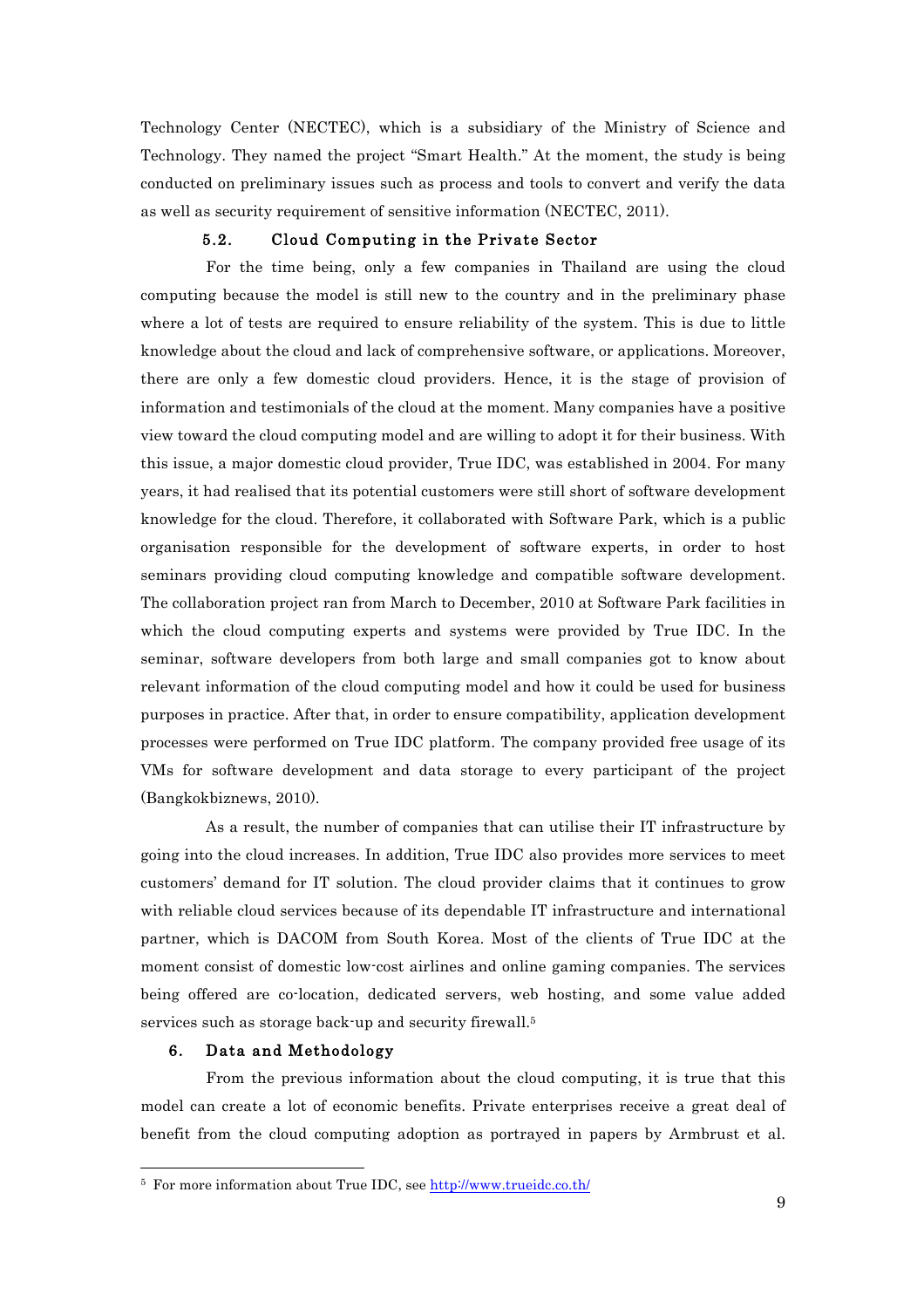Technology Center (NECTEC), which is a subsidiary of the Ministry of Science and Technology. They named the project "Smart Health." At the moment, the study is being conducted on preliminary issues such as process and tools to convert and verify the data as well as security requirement of sensitive information (NECTEC, 2011).

### 5.2. Cloud Computing in the Private Sector

For the time being, only a few companies in Thailand are using the cloud computing because the model is still new to the country and in the preliminary phase where a lot of tests are required to ensure reliability of the system. This is due to little knowledge about the cloud and lack of comprehensive software, or applications. Moreover, there are only a few domestic cloud providers. Hence, it is the stage of provision of information and testimonials of the cloud at the moment. Many companies have a positive view toward the cloud computing model and are willing to adopt it for their business. With this issue, a major domestic cloud provider, True IDC, was established in 2004. For many years, it had realised that its potential customers were still short of software development knowledge for the cloud. Therefore, it collaborated with Software Park, which is a public organisation responsible for the development of software experts, in order to host seminars providing cloud computing knowledge and compatible software development. The collaboration project ran from March to December, 2010 at Software Park facilities in which the cloud computing experts and systems were provided by True IDC. In the seminar, software developers from both large and small companies got to know about relevant information of the cloud computing model and how it could be used for business purposes in practice. After that, in order to ensure compatibility, application development processes were performed on True IDC platform. The company provided free usage of its VMs for software development and data storage to every participant of the project (Bangkokbiznews, 2010).

As a result, the number of companies that can utilise their IT infrastructure by going into the cloud increases. In addition, True IDC also provides more services to meet customers' demand for IT solution. The cloud provider claims that it continues to grow with reliable cloud services because of its dependable IT infrastructure and international partner, which is DACOM from South Korea. Most of the clients of True IDC at the moment consist of domestic low-cost airlines and online gaming companies. The services being offered are co-location, dedicated servers, web hosting, and some value added services such as storage back-up and security firewall.[5]

## 6. Data and Methodology

From the previous information about the cloud computing, it is true that this model can create a lot of economic benefits. Private enterprises receive a great deal of benefit from the cloud computing adoption as portrayed in papers by Armbrust et al.

---

[5] For more information about True IDC, see http://www.trueidc.co.th/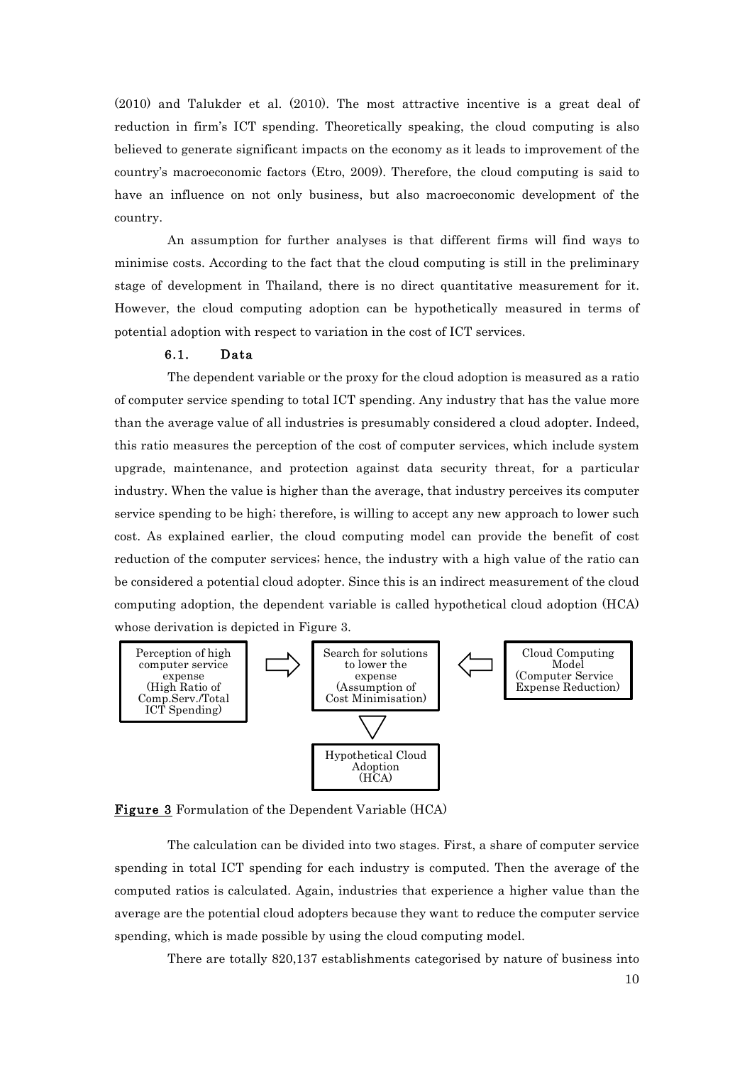(2010) and Talukder et al. (2010). The most attractive incentive is a great deal of reduction in firm's ICT spending. Theoretically speaking, the cloud computing is also believed to generate significant impacts on the economy as it leads to improvement of the country's macroeconomic factors (Etro, 2009). Therefore, the cloud computing is said to have an influence on not only business, but also macroeconomic development of the country.

An assumption for further analyses is that different firms will find ways to minimise costs. According to the fact that the cloud computing is still in the preliminary stage of development in Thailand, there is no direct quantitative measurement for it. However, the cloud computing adoption can be hypothetically measured in terms of potential adoption with respect to variation in the cost of ICT services.

### 6.1. Data

The dependent variable or the proxy for the cloud adoption is measured as a ratio of computer service spending to total ICT spending. Any industry that has the value more than the average value of all industries is presumably considered a cloud adopter. Indeed, this ratio measures the perception of the cost of computer services, which include system upgrade, maintenance, and protection against data security threat, for a particular industry. When the value is higher than the average, that industry perceives its computer service spending to be high; therefore, is willing to accept any new approach to lower such cost. As explained earlier, the cloud computing model can provide the benefit of cost reduction of the computer services; hence, the industry with a high value of the ratio can be considered a potential cloud adopter. Since this is an indirect measurement of the cloud computing adoption, the dependent variable is called hypothetical cloud adoption (HCA) whose derivation is depicted in Figure 3.

Perception of high computer service expense (High Ratio of Comp.Serv./Total ICT Spending) ⇒ Search for solutions to lower the expense (Assumption of Cost Minimisation) ⇐ Cloud Computing Model (Computer Service Expense Reduction)

Search for solutions to lower the expense ⇓ Hypothetical Cloud Adoption (HCA)

**Figure 3** Formulation of the Dependent Variable (HCA)

The calculation can be divided into two stages. First, a share of computer service spending in total ICT spending for each industry is computed. Then the average of the computed ratios is calculated. Again, industries that experience a higher value than the average are the potential cloud adopters because they want to reduce the computer service spending, which is made possible by using the cloud computing model.

There are totally 820,137 establishments categorised by nature of business into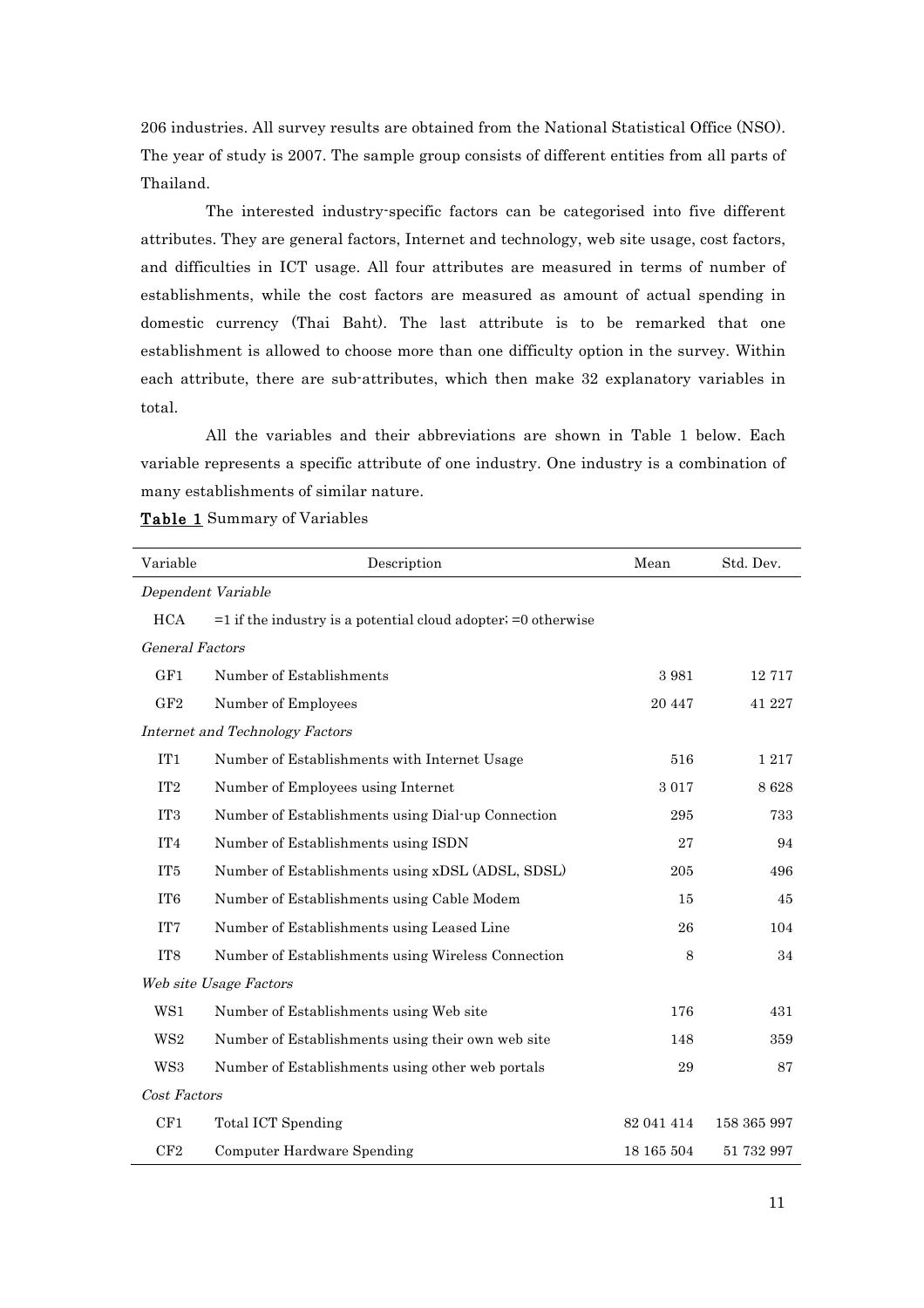206 industries. All survey results are obtained from the National Statistical Office (NSO). The year of study is 2007. The sample group consists of different entities from all parts of Thailand.

The interested industry-specific factors can be categorised into five different attributes. They are general factors, Internet and technology, web site usage, cost factors, and difficulties in ICT usage. All four attributes are measured in terms of number of establishments, while the cost factors are measured as amount of actual spending in domestic currency (Thai Baht). The last attribute is to be remarked that one establishment is allowed to choose more than one difficulty option in the survey. Within each attribute, there are sub-attributes, which then make 32 explanatory variables in total.

All the variables and their abbreviations are shown in Table 1 below. Each variable represents a specific attribute of one industry. One industry is a combination of many establishments of similar nature.

**Table 1** Summary of Variables

| Variable | Description | Mean | Std. Dev. |
|---|---|---|---|
| *Dependent Variable* | | | |
| HCA | =1 if the industry is a potential cloud adopter; =0 otherwise | | |
| *General Factors* | | | |
| GF1 | Number of Establishments | 3 981 | 12 717 |
| GF2 | Number of Employees | 20 447 | 41 227 |
| *Internet and Technology Factors* | | | |
| IT1 | Number of Establishments with Internet Usage | 516 | 1 217 |
| IT2 | Number of Employees using Internet | 3 017 | 8 628 |
| IT3 | Number of Establishments using Dial-up Connection | 295 | 733 |
| IT4 | Number of Establishments using ISDN | 27 | 94 |
| IT5 | Number of Establishments using xDSL (ADSL, SDSL) | 205 | 496 |
| IT6 | Number of Establishments using Cable Modem | 15 | 45 |
| IT7 | Number of Establishments using Leased Line | 26 | 104 |
| IT8 | Number of Establishments using Wireless Connection | 8 | 34 |
| *Web site Usage Factors* | | | |
| WS1 | Number of Establishments using Web site | 176 | 431 |
| WS2 | Number of Establishments using their own web site | 148 | 359 |
| WS3 | Number of Establishments using other web portals | 29 | 87 |
| *Cost Factors* | | | |
| CF1 | Total ICT Spending | 82 041 414 | 158 365 997 |
| CF2 | Computer Hardware Spending | 18 165 504 | 51 732 997 |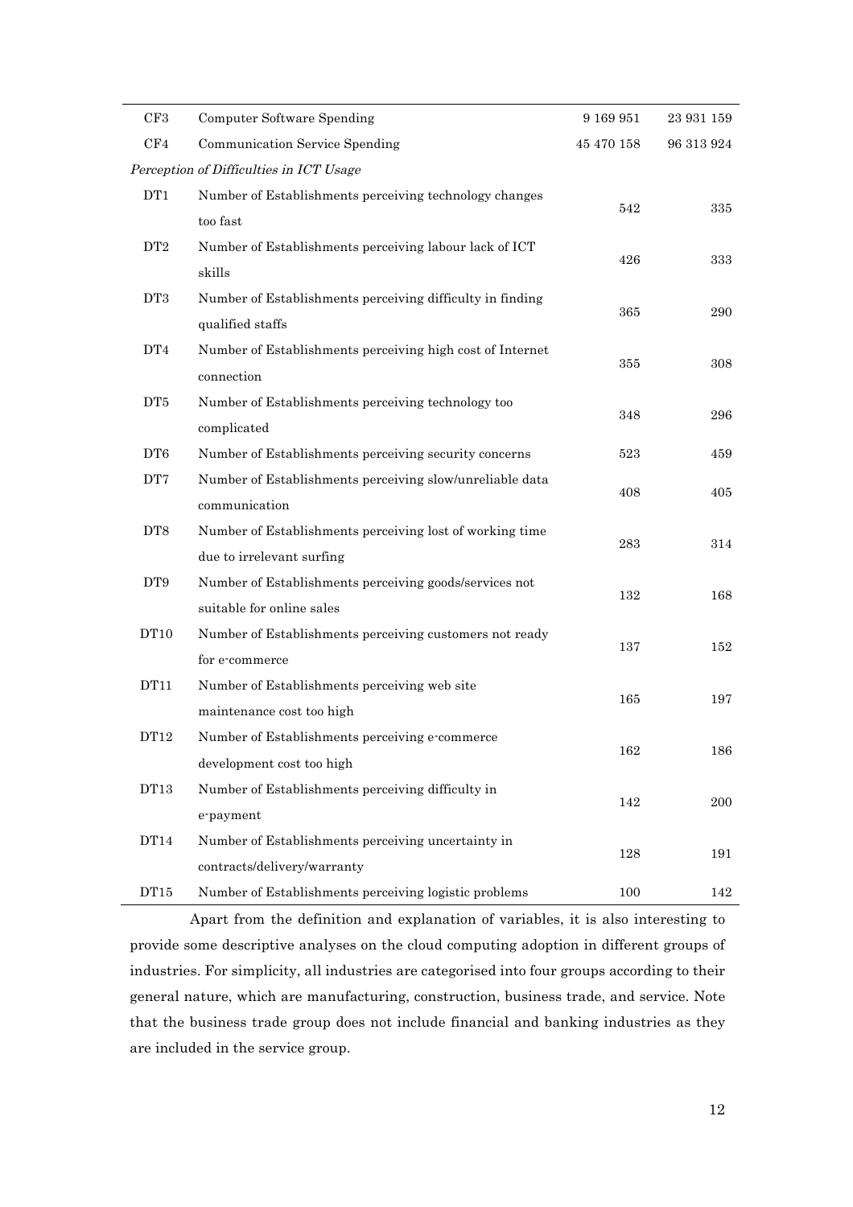| | | | |
|---|---|---|---|
| CF3 | Computer Software Spending | 9 169 951 | 23 931 159 |
| CF4 | Communication Service Spending | 45 470 158 | 96 313 924 |
| *Perception of Difficulties in ICT Usage* | | | |
| DT1 | Number of Establishments perceiving technology changes too fast | 542 | 335 |
| DT2 | Number of Establishments perceiving labour lack of ICT skills | 426 | 333 |
| DT3 | Number of Establishments perceiving difficulty in finding qualified staffs | 365 | 290 |
| DT4 | Number of Establishments perceiving high cost of Internet connection | 355 | 308 |
| DT5 | Number of Establishments perceiving technology too complicated | 348 | 296 |
| DT6 | Number of Establishments perceiving security concerns | 523 | 459 |
| DT7 | Number of Establishments perceiving slow/unreliable data communication | 408 | 405 |
| DT8 | Number of Establishments perceiving lost of working time due to irrelevant surfing | 283 | 314 |
| DT9 | Number of Establishments perceiving goods/services not suitable for online sales | 132 | 168 |
| DT10 | Number of Establishments perceiving customers not ready for e-commerce | 137 | 152 |
| DT11 | Number of Establishments perceiving web site maintenance cost too high | 165 | 197 |
| DT12 | Number of Establishments perceiving e-commerce development cost too high | 162 | 186 |
| DT13 | Number of Establishments perceiving difficulty in e-payment | 142 | 200 |
| DT14 | Number of Establishments perceiving uncertainty in contracts/delivery/warranty | 128 | 191 |
| DT15 | Number of Establishments perceiving logistic problems | 100 | 142 |

Apart from the definition and explanation of variables, it is also interesting to provide some descriptive analyses on the cloud computing adoption in different groups of industries. For simplicity, all industries are categorised into four groups according to their general nature, which are manufacturing, construction, business trade, and service. Note that the business trade group does not include financial and banking industries as they are included in the service group.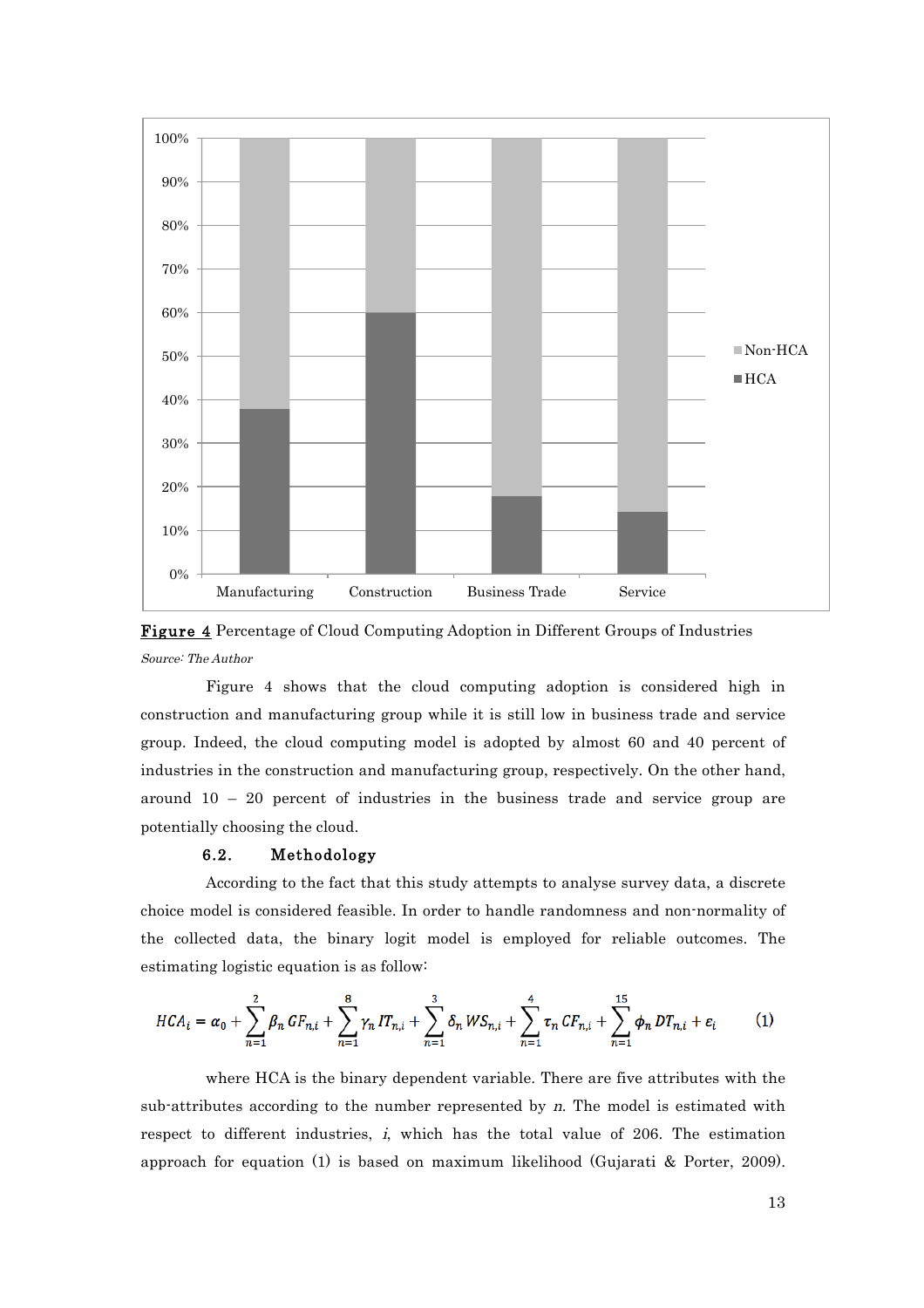**Figure 4** Percentage of Cloud Computing Adoption in Different Groups of Industries

*Source: The Author*

Figure 4 shows that the cloud computing adoption is considered high in construction and manufacturing group while it is still low in business trade and service group. Indeed, the cloud computing model is adopted by almost 60 and 40 percent of industries in the construction and manufacturing group, respectively. On the other hand, around 10 – 20 percent of industries in the business trade and service group are potentially choosing the cloud.

### 6.2. Methodology

According to the fact that this study attempts to analyse survey data, a discrete choice model is considered feasible. In order to handle randomness and non-normality of the collected data, the binary logit model is employed for reliable outcomes. The estimating logistic equation is as follow:

$$HCA_i = \alpha_0 + \sum_{n=1}^{2} \beta_n \, GF_{n,i} + \sum_{n=1}^{8} \gamma_n \, IT_{n,i} + \sum_{n=1}^{3} \delta_n \, WS_{n,i} + \sum_{n=1}^{4} \tau_n \, CF_{n,i} + \sum_{n=1}^{15} \phi_n \, DT_{n,i} + \varepsilon_i \qquad (1)$$

where HCA is the binary dependent variable. There are five attributes with the sub-attributes according to the number represented by $n$. The model is estimated with respect to different industries, $i$, which has the total value of 206. The estimation approach for equation (1) is based on maximum likelihood (Gujarati & Porter, 2009).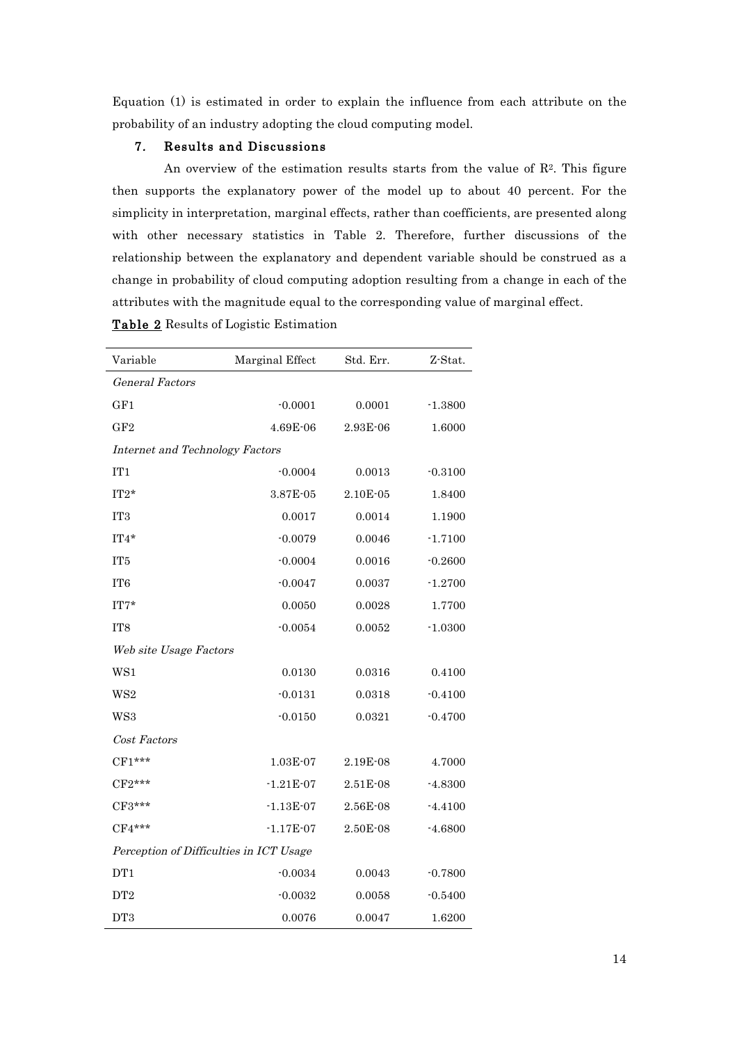Equation (1) is estimated in order to explain the influence from each attribute on the probability of an industry adopting the cloud computing model.

## 7. Results and Discussions

An overview of the estimation results starts from the value of $R^2$. This figure then supports the explanatory power of the model up to about 40 percent. For the simplicity in interpretation, marginal effects, rather than coefficients, are presented along with other necessary statistics in Table 2. Therefore, further discussions of the relationship between the explanatory and dependent variable should be construed as a change in probability of cloud computing adoption resulting from a change in each of the attributes with the magnitude equal to the corresponding value of marginal effect.

**Table 2** Results of Logistic Estimation

| Variable | Marginal Effect | Std. Err. | Z-Stat. |
|---|---|---|---|
| *General Factors* | | | |
| GF1 | -0.0001 | 0.0001 | -1.3800 |
| GF2 | 4.69E-06 | 2.93E-06 | 1.6000 |
| *Internet and Technology Factors* | | | |
| IT1 | -0.0004 | 0.0013 | -0.3100 |
| IT2* | 3.87E-05 | 2.10E-05 | 1.8400 |
| IT3 | 0.0017 | 0.0014 | 1.1900 |
| IT4* | -0.0079 | 0.0046 | -1.7100 |
| IT5 | -0.0004 | 0.0016 | -0.2600 |
| IT6 | -0.0047 | 0.0037 | -1.2700 |
| IT7* | 0.0050 | 0.0028 | 1.7700 |
| IT8 | -0.0054 | 0.0052 | -1.0300 |
| *Web site Usage Factors* | | | |
| WS1 | 0.0130 | 0.0316 | 0.4100 |
| WS2 | -0.0131 | 0.0318 | -0.4100 |
| WS3 | -0.0150 | 0.0321 | -0.4700 |
| *Cost Factors* | | | |
| CF1*** | 1.03E-07 | 2.19E-08 | 4.7000 |
| CF2*** | -1.21E-07 | 2.51E-08 | -4.8300 |
| CF3*** | -1.13E-07 | 2.56E-08 | -4.4100 |
| CF4*** | -1.17E-07 | 2.50E-08 | -4.6800 |
| *Perception of Difficulties in ICT Usage* | | | |
| DT1 | -0.0034 | 0.0043 | -0.7800 |
| DT2 | -0.0032 | 0.0058 | -0.5400 |
| DT3 | 0.0076 | 0.0047 | 1.6200 |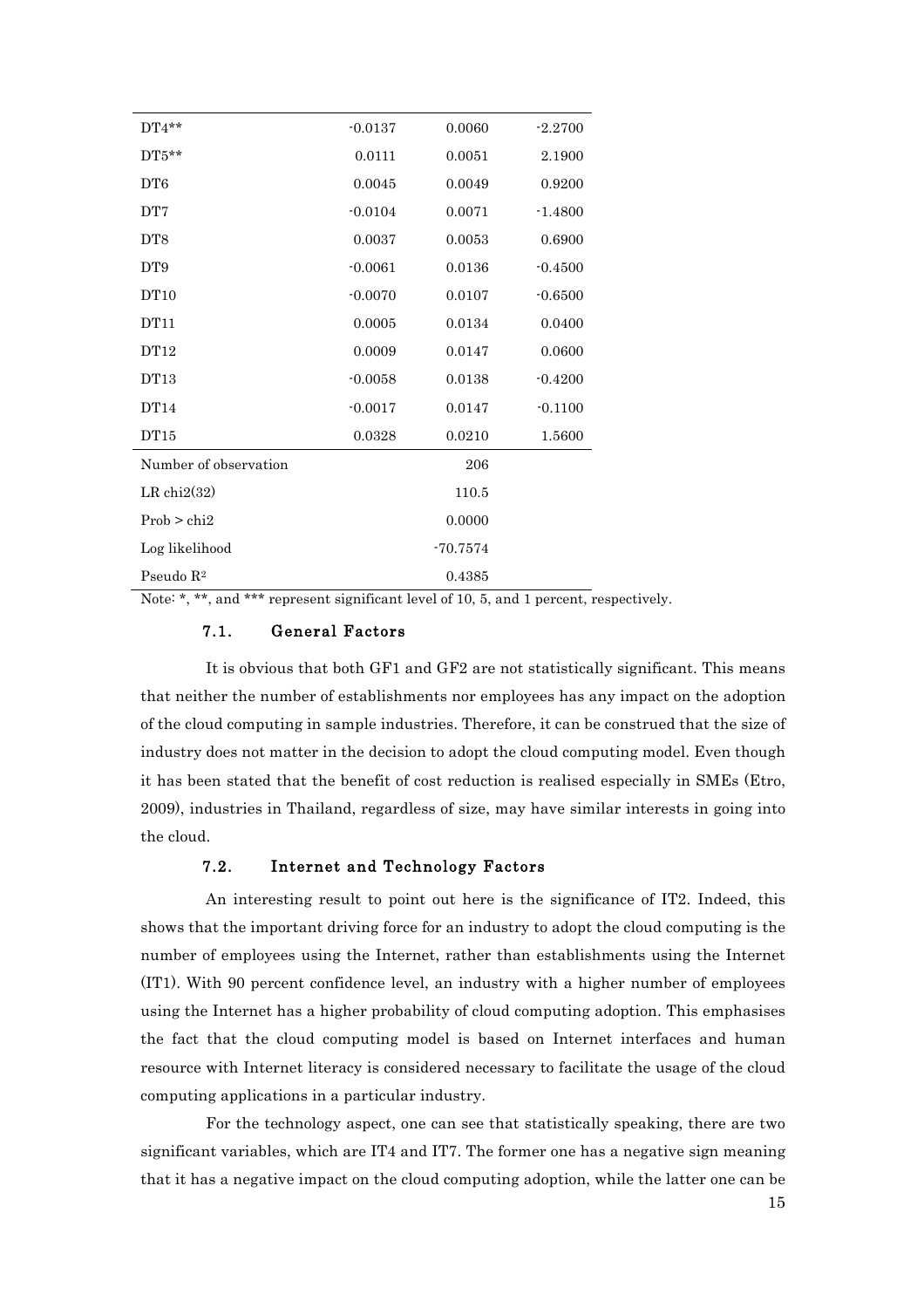| | | | |
|---|---|---|---|
| DT4** | -0.0137 | 0.0060 | -2.2700 |
| DT5** | 0.0111 | 0.0051 | 2.1900 |
| DT6 | 0.0045 | 0.0049 | 0.9200 |
| DT7 | -0.0104 | 0.0071 | -1.4800 |
| DT8 | 0.0037 | 0.0053 | 0.6900 |
| DT9 | -0.0061 | 0.0136 | -0.4500 |
| DT10 | -0.0070 | 0.0107 | -0.6500 |
| DT11 | 0.0005 | 0.0134 | 0.0400 |
| DT12 | 0.0009 | 0.0147 | 0.0600 |
| DT13 | -0.0058 | 0.0138 | -0.4200 |
| DT14 | -0.0017 | 0.0147 | -0.1100 |
| DT15 | 0.0328 | 0.0210 | 1.5600 |
| Number of observation | | 206 | |
| LR chi2(32) | | 110.5 | |
| Prob > chi2 | | 0.0000 | |
| Log likelihood | | -70.7574 | |
| Pseudo $R^2$ | | 0.4385 | |

Note: *, **, and *** represent significant level of 10, 5, and 1 percent, respectively.

### 7.1. General Factors

It is obvious that both GF1 and GF2 are not statistically significant. This means that neither the number of establishments nor employees has any impact on the adoption of the cloud computing in sample industries. Therefore, it can be construed that the size of industry does not matter in the decision to adopt the cloud computing model. Even though it has been stated that the benefit of cost reduction is realised especially in SMEs (Etro, 2009), industries in Thailand, regardless of size, may have similar interests in going into the cloud.

### 7.2. Internet and Technology Factors

An interesting result to point out here is the significance of IT2. Indeed, this shows that the important driving force for an industry to adopt the cloud computing is the number of employees using the Internet, rather than establishments using the Internet (IT1). With 90 percent confidence level, an industry with a higher number of employees using the Internet has a higher probability of cloud computing adoption. This emphasises the fact that the cloud computing model is based on Internet interfaces and human resource with Internet literacy is considered necessary to facilitate the usage of the cloud computing applications in a particular industry.

For the technology aspect, one can see that statistically speaking, there are two significant variables, which are IT4 and IT7. The former one has a negative sign meaning that it has a negative impact on the cloud computing adoption, while the latter one can be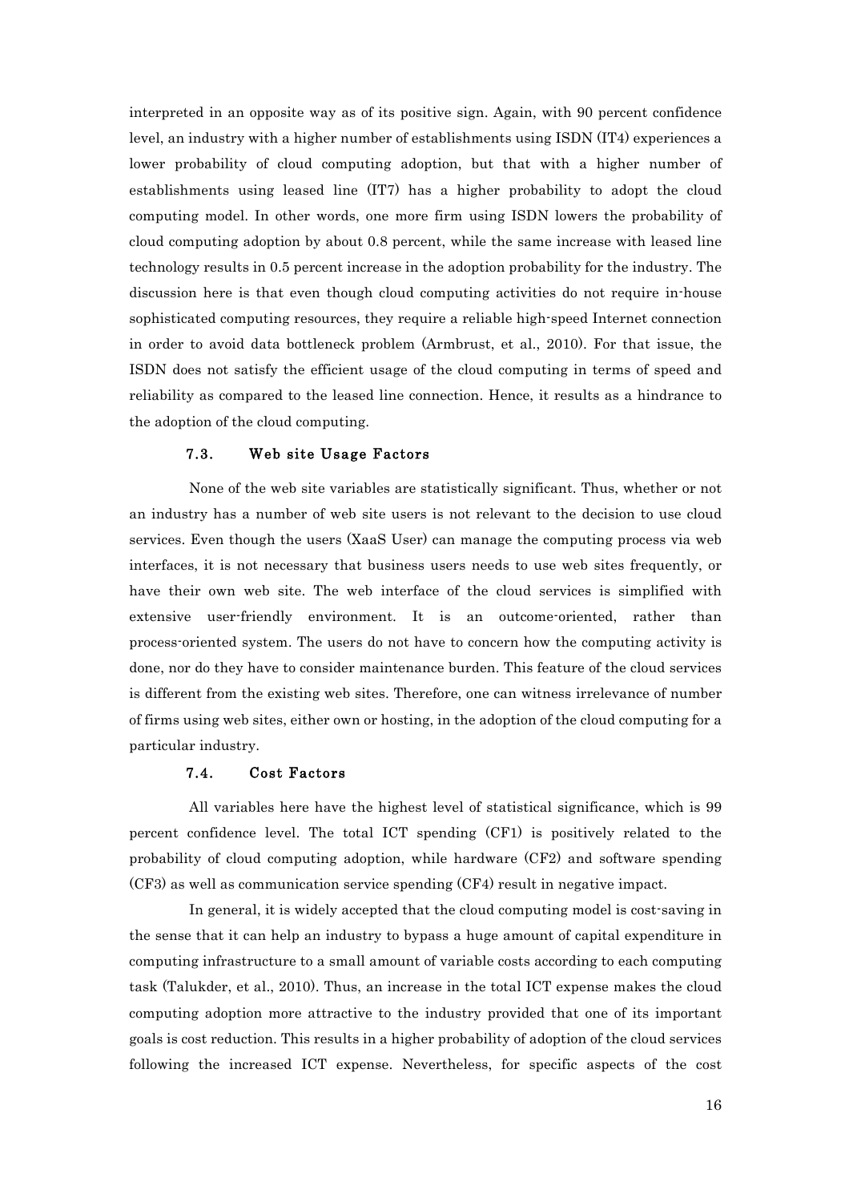interpreted in an opposite way as of its positive sign. Again, with 90 percent confidence level, an industry with a higher number of establishments using ISDN (IT4) experiences a lower probability of cloud computing adoption, but that with a higher number of establishments using leased line (IT7) has a higher probability to adopt the cloud computing model. In other words, one more firm using ISDN lowers the probability of cloud computing adoption by about 0.8 percent, while the same increase with leased line technology results in 0.5 percent increase in the adoption probability for the industry. The discussion here is that even though cloud computing activities do not require in-house sophisticated computing resources, they require a reliable high-speed Internet connection in order to avoid data bottleneck problem (Armbrust, et al., 2010). For that issue, the ISDN does not satisfy the efficient usage of the cloud computing in terms of speed and reliability as compared to the leased line connection. Hence, it results as a hindrance to the adoption of the cloud computing.

### 7.3. Web site Usage Factors

None of the web site variables are statistically significant. Thus, whether or not an industry has a number of web site users is not relevant to the decision to use cloud services. Even though the users (XaaS User) can manage the computing process via web interfaces, it is not necessary that business users needs to use web sites frequently, or have their own web site. The web interface of the cloud services is simplified with extensive user-friendly environment. It is an outcome-oriented, rather than process-oriented system. The users do not have to concern how the computing activity is done, nor do they have to consider maintenance burden. This feature of the cloud services is different from the existing web sites. Therefore, one can witness irrelevance of number of firms using web sites, either own or hosting, in the adoption of the cloud computing for a particular industry.

### 7.4. Cost Factors

All variables here have the highest level of statistical significance, which is 99 percent confidence level. The total ICT spending (CF1) is positively related to the probability of cloud computing adoption, while hardware (CF2) and software spending (CF3) as well as communication service spending (CF4) result in negative impact.

In general, it is widely accepted that the cloud computing model is cost-saving in the sense that it can help an industry to bypass a huge amount of capital expenditure in computing infrastructure to a small amount of variable costs according to each computing task (Talukder, et al., 2010). Thus, an increase in the total ICT expense makes the cloud computing adoption more attractive to the industry provided that one of its important goals is cost reduction. This results in a higher probability of adoption of the cloud services following the increased ICT expense. Nevertheless, for specific aspects of the cost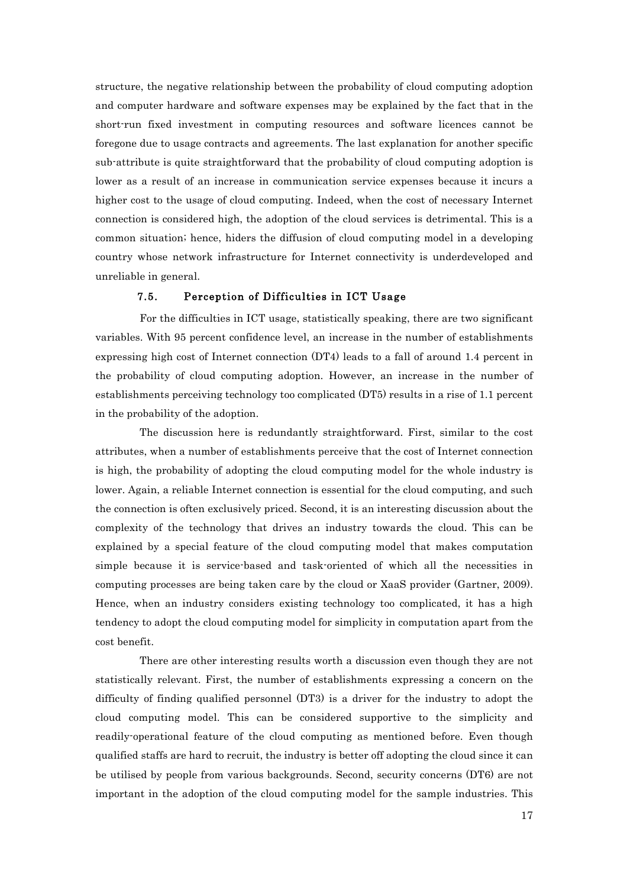structure, the negative relationship between the probability of cloud computing adoption and computer hardware and software expenses may be explained by the fact that in the short-run fixed investment in computing resources and software licences cannot be foregone due to usage contracts and agreements. The last explanation for another specific sub-attribute is quite straightforward that the probability of cloud computing adoption is lower as a result of an increase in communication service expenses because it incurs a higher cost to the usage of cloud computing. Indeed, when the cost of necessary Internet connection is considered high, the adoption of the cloud services is detrimental. This is a common situation; hence, hiders the diffusion of cloud computing model in a developing country whose network infrastructure for Internet connectivity is underdeveloped and unreliable in general.

### 7.5. Perception of Difficulties in ICT Usage

For the difficulties in ICT usage, statistically speaking, there are two significant variables. With 95 percent confidence level, an increase in the number of establishments expressing high cost of Internet connection (DT4) leads to a fall of around 1.4 percent in the probability of cloud computing adoption. However, an increase in the number of establishments perceiving technology too complicated (DT5) results in a rise of 1.1 percent in the probability of the adoption.

The discussion here is redundantly straightforward. First, similar to the cost attributes, when a number of establishments perceive that the cost of Internet connection is high, the probability of adopting the cloud computing model for the whole industry is lower. Again, a reliable Internet connection is essential for the cloud computing, and such the connection is often exclusively priced. Second, it is an interesting discussion about the complexity of the technology that drives an industry towards the cloud. This can be explained by a special feature of the cloud computing model that makes computation simple because it is service-based and task-oriented of which all the necessities in computing processes are being taken care by the cloud or XaaS provider (Gartner, 2009). Hence, when an industry considers existing technology too complicated, it has a high tendency to adopt the cloud computing model for simplicity in computation apart from the cost benefit.

There are other interesting results worth a discussion even though they are not statistically relevant. First, the number of establishments expressing a concern on the difficulty of finding qualified personnel (DT3) is a driver for the industry to adopt the cloud computing model. This can be considered supportive to the simplicity and readily-operational feature of the cloud computing as mentioned before. Even though qualified staffs are hard to recruit, the industry is better off adopting the cloud since it can be utilised by people from various backgrounds. Second, security concerns (DT6) are not important in the adoption of the cloud computing model for the sample industries. This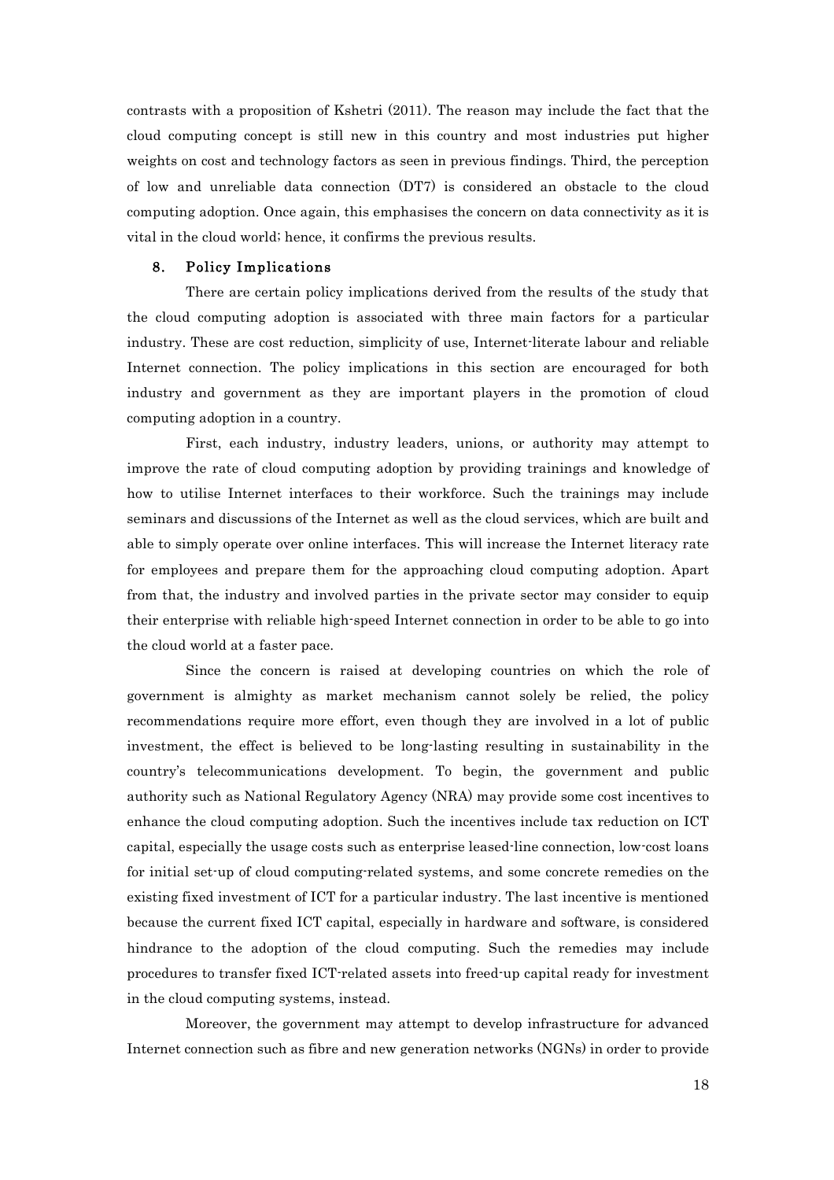contrasts with a proposition of Kshetri (2011). The reason may include the fact that the cloud computing concept is still new in this country and most industries put higher weights on cost and technology factors as seen in previous findings. Third, the perception of low and unreliable data connection (DT7) is considered an obstacle to the cloud computing adoption. Once again, this emphasises the concern on data connectivity as it is vital in the cloud world; hence, it confirms the previous results.

## 8. Policy Implications

There are certain policy implications derived from the results of the study that the cloud computing adoption is associated with three main factors for a particular industry. These are cost reduction, simplicity of use, Internet-literate labour and reliable Internet connection. The policy implications in this section are encouraged for both industry and government as they are important players in the promotion of cloud computing adoption in a country.

First, each industry, industry leaders, unions, or authority may attempt to improve the rate of cloud computing adoption by providing trainings and knowledge of how to utilise Internet interfaces to their workforce. Such the trainings may include seminars and discussions of the Internet as well as the cloud services, which are built and able to simply operate over online interfaces. This will increase the Internet literacy rate for employees and prepare them for the approaching cloud computing adoption. Apart from that, the industry and involved parties in the private sector may consider to equip their enterprise with reliable high-speed Internet connection in order to be able to go into the cloud world at a faster pace.

Since the concern is raised at developing countries on which the role of government is almighty as market mechanism cannot solely be relied, the policy recommendations require more effort, even though they are involved in a lot of public investment, the effect is believed to be long-lasting resulting in sustainability in the country's telecommunications development. To begin, the government and public authority such as National Regulatory Agency (NRA) may provide some cost incentives to enhance the cloud computing adoption. Such the incentives include tax reduction on ICT capital, especially the usage costs such as enterprise leased-line connection, low-cost loans for initial set-up of cloud computing-related systems, and some concrete remedies on the existing fixed investment of ICT for a particular industry. The last incentive is mentioned because the current fixed ICT capital, especially in hardware and software, is considered hindrance to the adoption of the cloud computing. Such the remedies may include procedures to transfer fixed ICT-related assets into freed-up capital ready for investment in the cloud computing systems, instead.

Moreover, the government may attempt to develop infrastructure for advanced Internet connection such as fibre and new generation networks (NGNs) in order to provide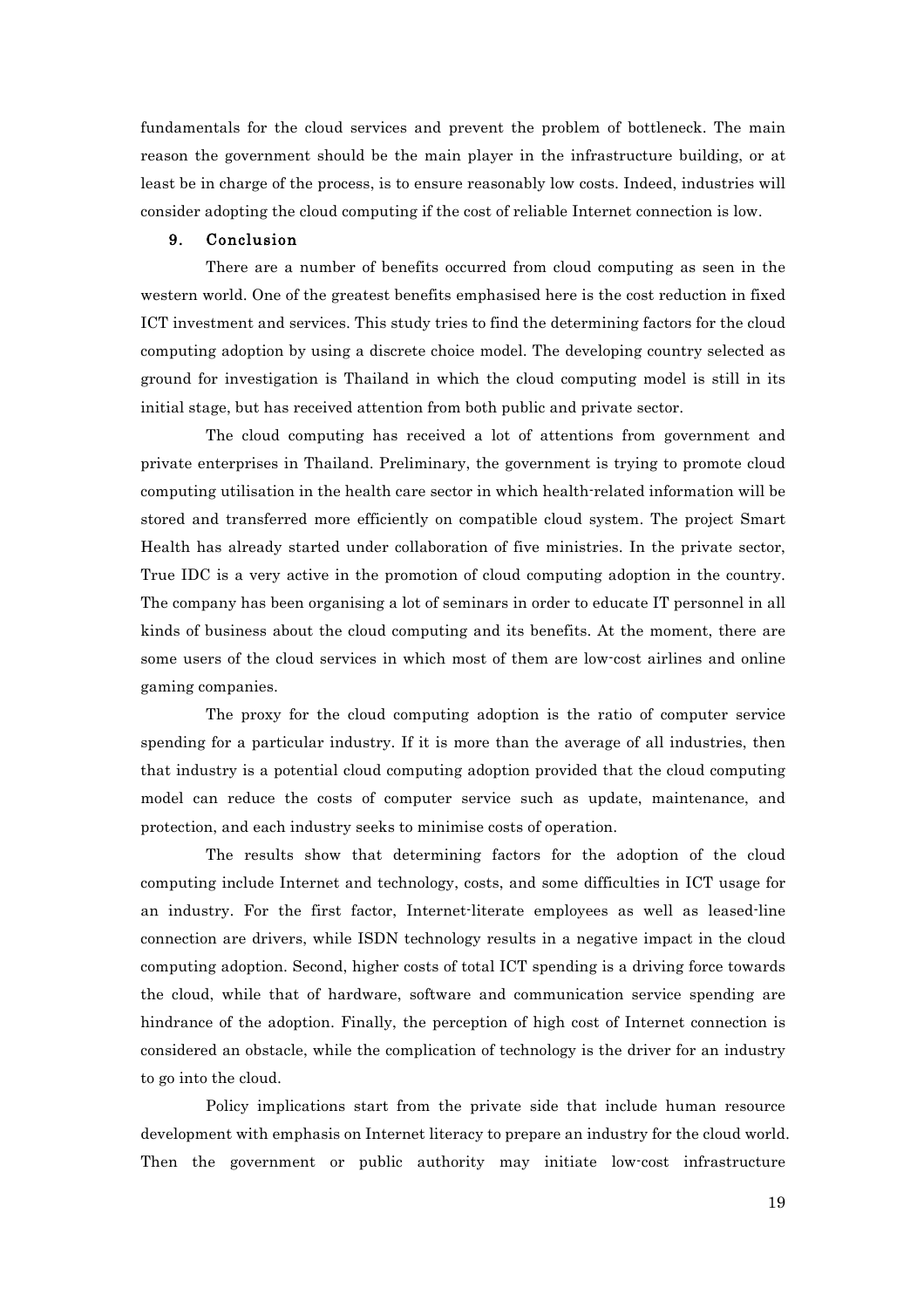fundamentals for the cloud services and prevent the problem of bottleneck. The main reason the government should be the main player in the infrastructure building, or at least be in charge of the process, is to ensure reasonably low costs. Indeed, industries will consider adopting the cloud computing if the cost of reliable Internet connection is low.

## 9. Conclusion

There are a number of benefits occurred from cloud computing as seen in the western world. One of the greatest benefits emphasised here is the cost reduction in fixed ICT investment and services. This study tries to find the determining factors for the cloud computing adoption by using a discrete choice model. The developing country selected as ground for investigation is Thailand in which the cloud computing model is still in its initial stage, but has received attention from both public and private sector.

The cloud computing has received a lot of attentions from government and private enterprises in Thailand. Preliminary, the government is trying to promote cloud computing utilisation in the health care sector in which health-related information will be stored and transferred more efficiently on compatible cloud system. The project Smart Health has already started under collaboration of five ministries. In the private sector, True IDC is a very active in the promotion of cloud computing adoption in the country. The company has been organising a lot of seminars in order to educate IT personnel in all kinds of business about the cloud computing and its benefits. At the moment, there are some users of the cloud services in which most of them are low-cost airlines and online gaming companies.

The proxy for the cloud computing adoption is the ratio of computer service spending for a particular industry. If it is more than the average of all industries, then that industry is a potential cloud computing adoption provided that the cloud computing model can reduce the costs of computer service such as update, maintenance, and protection, and each industry seeks to minimise costs of operation.

The results show that determining factors for the adoption of the cloud computing include Internet and technology, costs, and some difficulties in ICT usage for an industry. For the first factor, Internet-literate employees as well as leased-line connection are drivers, while ISDN technology results in a negative impact in the cloud computing adoption. Second, higher costs of total ICT spending is a driving force towards the cloud, while that of hardware, software and communication service spending are hindrance of the adoption. Finally, the perception of high cost of Internet connection is considered an obstacle, while the complication of technology is the driver for an industry to go into the cloud.

Policy implications start from the private side that include human resource development with emphasis on Internet literacy to prepare an industry for the cloud world. Then the government or public authority may initiate low-cost infrastructure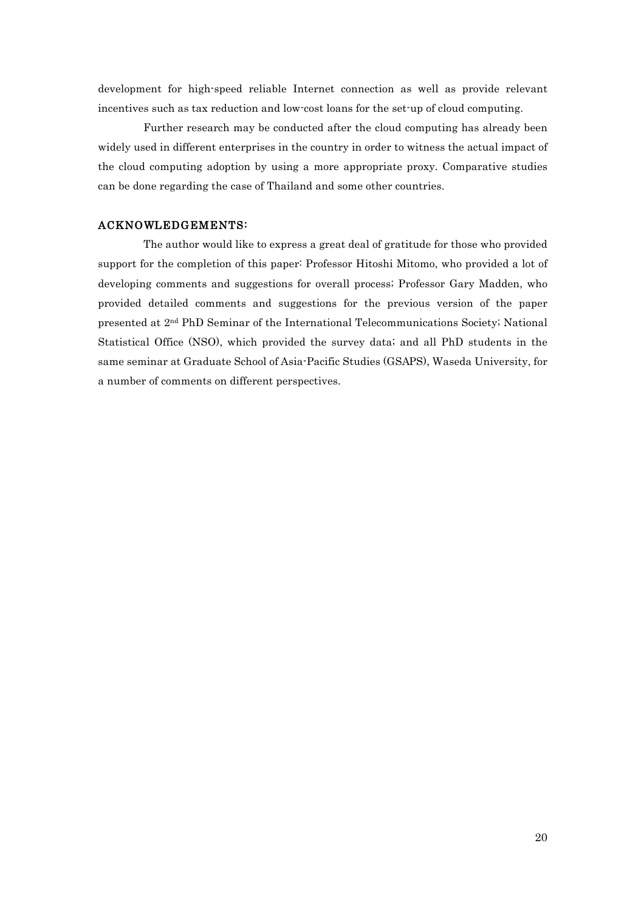development for high-speed reliable Internet connection as well as provide relevant incentives such as tax reduction and low-cost loans for the set-up of cloud computing.

Further research may be conducted after the cloud computing has already been widely used in different enterprises in the country in order to witness the actual impact of the cloud computing adoption by using a more appropriate proxy. Comparative studies can be done regarding the case of Thailand and some other countries.

## ACKNOWLEDGEMENTS:

The author would like to express a great deal of gratitude for those who provided support for the completion of this paper: Professor Hitoshi Mitomo, who provided a lot of developing comments and suggestions for overall process; Professor Gary Madden, who provided detailed comments and suggestions for the previous version of the paper presented at 2nd PhD Seminar of the International Telecommunications Society; National Statistical Office (NSO), which provided the survey data; and all PhD students in the same seminar at Graduate School of Asia-Pacific Studies (GSAPS), Waseda University, for a number of comments on different perspectives.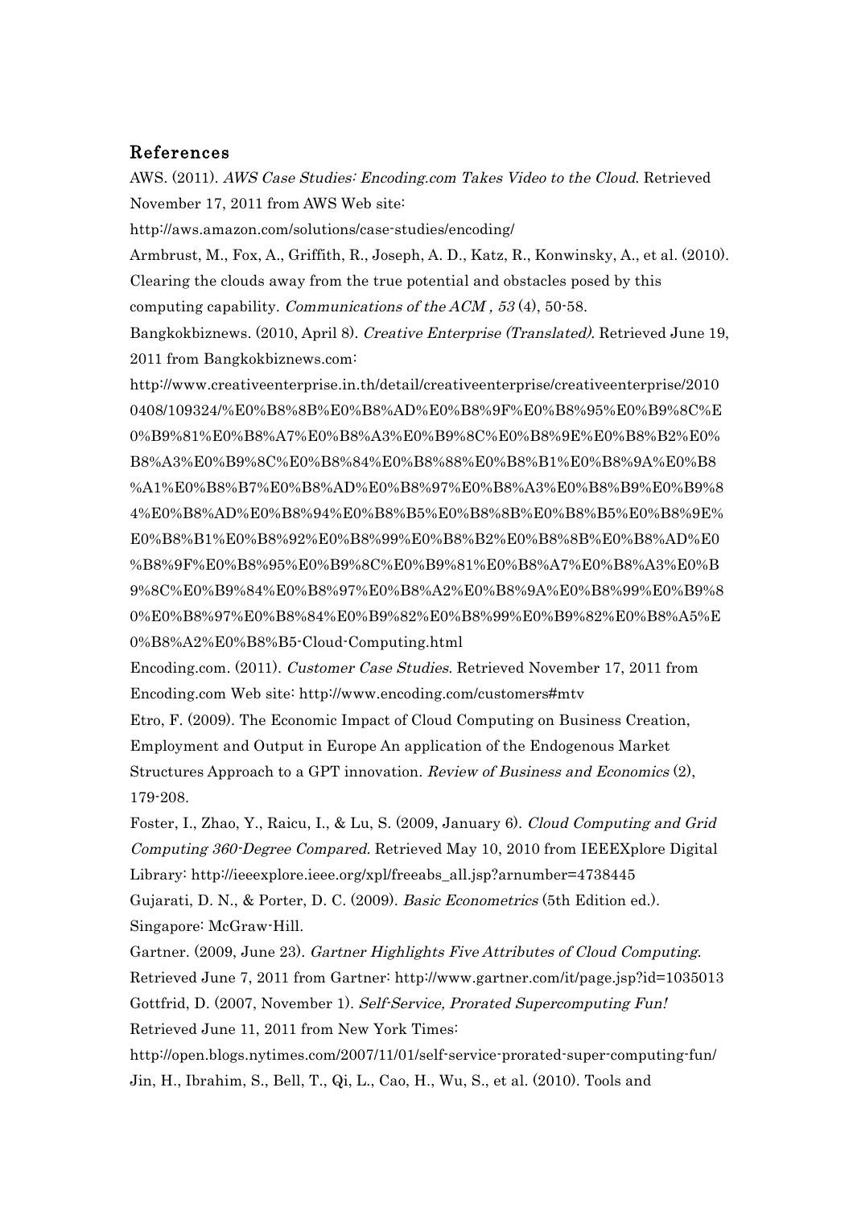## References

AWS. (2011). *AWS Case Studies: Encoding.com Takes Video to the Cloud*. Retrieved November 17, 2011 from AWS Web site: http://aws.amazon.com/solutions/case-studies/encoding/

Armbrust, M., Fox, A., Griffith, R., Joseph, A. D., Katz, R., Konwinsky, A., et al. (2010). Clearing the clouds away from the true potential and obstacles posed by this computing capability. *Communications of the ACM , 53* (4), 50-58.

Bangkokbiznews. (2010, April 8). *Creative Enterprise (Translated)*. Retrieved June 19, 2011 from Bangkokbiznews.com: http://www.creativeenterprise.in.th/detail/creativeenterprise/creativeenterprise/20100408/109324/%E0%B8%8B%E0%B8%AD%E0%B8%9F%E0%B8%95%E0%B9%8C%E0%B9%81%E0%B8%A7%E0%B8%A3%E0%B9%8C%E0%B8%9E%E0%B8%B2%E0%B8%A3%E0%B9%8C%E0%B8%84%E0%B8%88%E0%B8%B1%E0%B8%9A%E0%B8%A1%E0%B8%B7%E0%B8%AD%E0%B8%97%E0%B8%A3%E0%B8%B9%E0%B9%84%E0%B8%AD%E0%B8%94%E0%B8%B5%E0%B8%8B%E0%B8%B5%E0%B8%9E%E0%B8%B1%E0%B8%92%E0%B8%99%E0%B8%B2%E0%B8%8B%E0%B8%AD%E0%B8%9F%E0%B8%95%E0%B9%8C%E0%B9%81%E0%B8%A7%E0%B8%A3%E0%B9%8C%E0%B9%84%E0%B8%97%E0%B8%A2%E0%B8%9A%E0%B8%99%E0%B9%80%E0%B8%97%E0%B8%84%E0%B9%82%E0%B8%99%E0%B9%82%E0%B8%A5%E0%B8%A2%E0%B8%B5-Cloud-Computing.html

Encoding.com. (2011). *Customer Case Studies*. Retrieved November 17, 2011 from Encoding.com Web site: http://www.encoding.com/customers#mtv

Etro, F. (2009). The Economic Impact of Cloud Computing on Business Creation, Employment and Output in Europe An application of the Endogenous Market Structures Approach to a GPT innovation. *Review of Business and Economics* (2), 179-208.

Foster, I., Zhao, Y., Raicu, I., & Lu, S. (2009, January 6). *Cloud Computing and Grid Computing 360-Degree Compared.* Retrieved May 10, 2010 from IEEEXplore Digital Library: http://ieeexplore.ieee.org/xpl/freeabs_all.jsp?arnumber=4738445

Gujarati, D. N., & Porter, D. C. (2009). *Basic Econometrics* (5th Edition ed.). Singapore: McGraw-Hill.

Gartner. (2009, June 23). *Gartner Highlights Five Attributes of Cloud Computing*. Retrieved June 7, 2011 from Gartner: http://www.gartner.com/it/page.jsp?id=1035013

Gottfrid, D. (2007, November 1). *Self-Service, Prorated Supercomputing Fun!* Retrieved June 11, 2011 from New York Times: http://open.blogs.nytimes.com/2007/11/01/self-service-prorated-super-computing-fun/

Jin, H., Ibrahim, S., Bell, T., Qi, L., Cao, H., Wu, S., et al. (2010). Tools and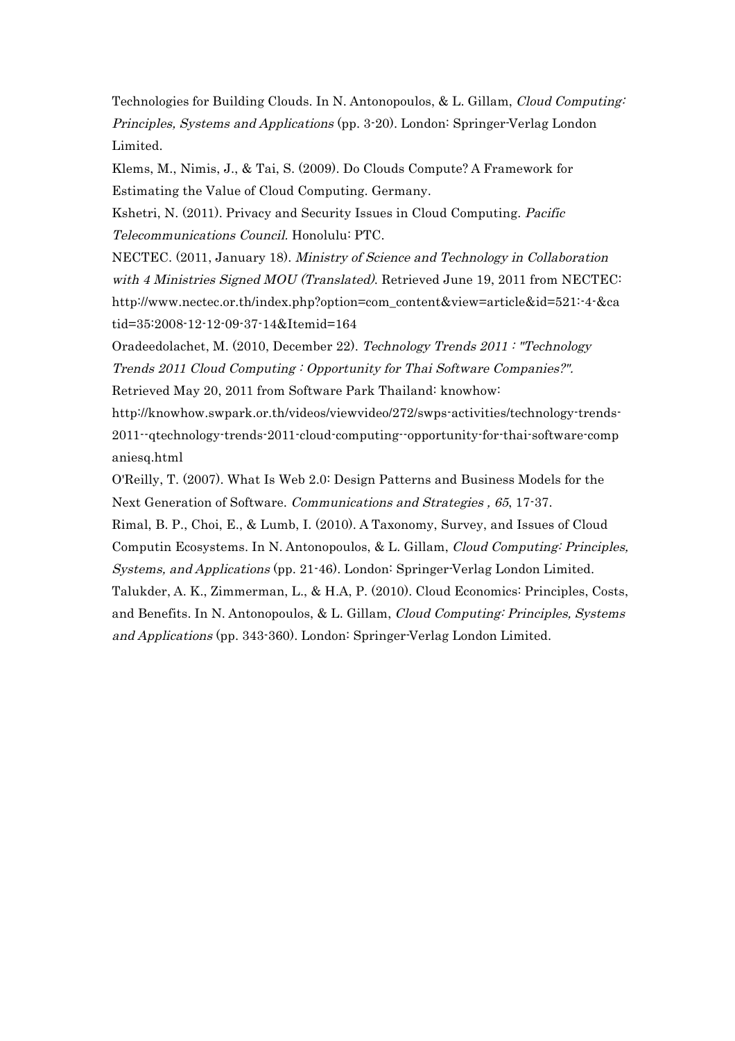Technologies for Building Clouds. In N. Antonopoulos, & L. Gillam, *Cloud Computing: Principles, Systems and Applications* (pp. 3-20). London: Springer-Verlag London Limited.

Klems, M., Nimis, J., & Tai, S. (2009). Do Clouds Compute? A Framework for Estimating the Value of Cloud Computing. Germany.

Kshetri, N. (2011). Privacy and Security Issues in Cloud Computing. *Pacific Telecommunications Council.* Honolulu: PTC.

NECTEC. (2011, January 18). *Ministry of Science and Technology in Collaboration with 4 Ministries Signed MOU (Translated)*. Retrieved June 19, 2011 from NECTEC: http://www.nectec.or.th/index.php?option=com_content&view=article&id=521:-4-&catid=35:2008-12-12-09-37-14&Itemid=164

Oradeedolachet, M. (2010, December 22). *Technology Trends 2011 : "Technology Trends 2011 Cloud Computing : Opportunity for Thai Software Companies?".* Retrieved May 20, 2011 from Software Park Thailand: knowhow: http://knowhow.swpark.or.th/videos/viewvideo/272/swps-activities/technology-trends-2011--qtechnology-trends-2011-cloud-computing--opportunity-for-thai-software-companiesq.html

O'Reilly, T. (2007). What Is Web 2.0: Design Patterns and Business Models for the Next Generation of Software. *Communications and Strategies , 65*, 17-37.

Rimal, B. P., Choi, E., & Lumb, I. (2010). A Taxonomy, Survey, and Issues of Cloud Computin Ecosystems. In N. Antonopoulos, & L. Gillam, *Cloud Computing: Principles, Systems, and Applications* (pp. 21-46). London: Springer-Verlag London Limited.

Talukder, A. K., Zimmerman, L., & H.A, P. (2010). Cloud Economics: Principles, Costs, and Benefits. In N. Antonopoulos, & L. Gillam, *Cloud Computing: Principles, Systems and Applications* (pp. 343-360). London: Springer-Verlag London Limited.